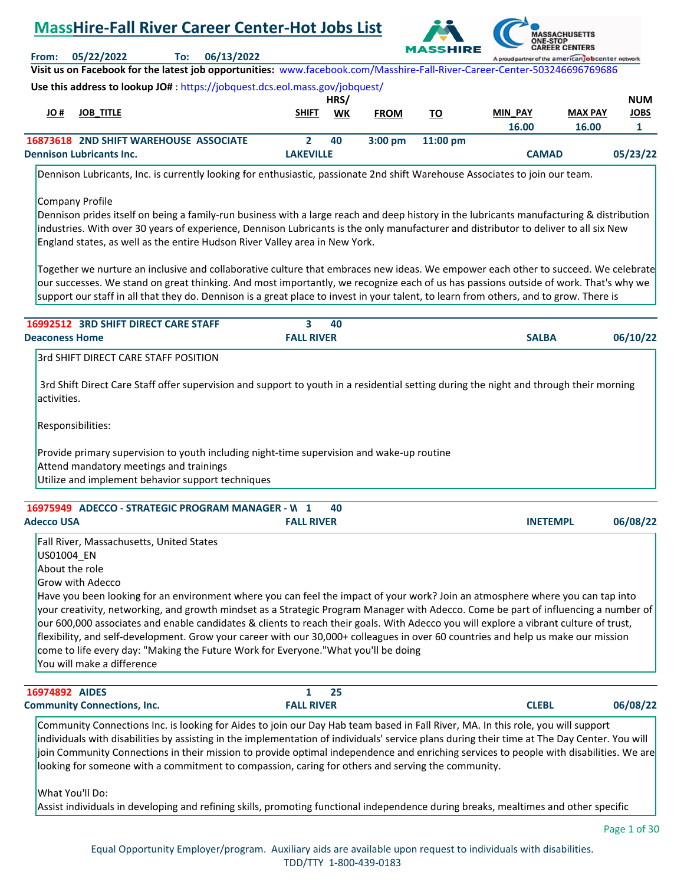# MassHire-Fall River Career Center-Hot Jobs List

**From:** 05/22/2022 **To:** 06/13/2022

**Visit us on Facebook for the latest job opportunities:** www.facebook.com/Masshire-Fall-River-Career-Center-503246696769686

**Use this address to lookup JO#** : https://jobquest.dcs.eol.mass.gov/jobquest/

| JO # | JOB_TITLE | SHIFT | HRS/ WK | FROM | TO | MIN_PAY | MAX PAY | NUM JOBS |
|---|---|---|---|---|---|---|---|---|
| | | | | | | 16.00 | 16.00 | 1 |
| 16873618 | 2ND SHIFT WAREHOUSE ASSOCIATE | 2 | 40 | 3:00 pm | 11:00 pm | | | |
| | Dennison Lubricants Inc. | LAKEVILLE | | | | CAMAD | | 05/23/22 |

Dennison Lubricants, Inc. is currently looking for enthusiastic, passionate 2nd shift Warehouse Associates to join our team.

Company Profile
Dennison prides itself on being a family-run business with a large reach and deep history in the lubricants manufacturing & distribution industries. With over 30 years of experience, Dennison Lubricants is the only manufacturer and distributor to deliver to all six New England states, as well as the entire Hudson River Valley area in New York.

Together we nurture an inclusive and collaborative culture that embraces new ideas. We empower each other to succeed. We celebrate our successes. We stand on great thinking. And most importantly, we recognize each of us has passions outside of work. That's why we support our staff in all that they do. Dennison is a great place to invest in your talent, to learn from others, and to grow. There is

| JO # | JOB_TITLE | SHIFT | HRS/ WK | FROM | TO | MIN_PAY | MAX PAY | NUM JOBS |
|---|---|---|---|---|---|---|---|---|
| 16992512 | 3RD SHIFT DIRECT CARE STAFF | 3 | 40 | | | | | |
| | Deaconess Home | FALL RIVER | | | | SALBA | | 06/10/22 |

3rd SHIFT DIRECT CARE STAFF POSITION

3rd Shift Direct Care Staff offer supervision and support to youth in a residential setting during the night and through their morning activities.

Responsibilities:

Provide primary supervision to youth including night-time supervision and wake-up routine
Attend mandatory meetings and trainings
Utilize and implement behavior support techniques

| JO # | JOB_TITLE | SHIFT | HRS/ WK | FROM | TO | MIN_PAY | MAX PAY | NUM JOBS |
|---|---|---|---|---|---|---|---|---|
| 16975949 | ADECCO - STRATEGIC PROGRAM MANAGER - W | 1 | 40 | | | | | |
| | Adecco USA | FALL RIVER | | | | INETEMPL | | 06/08/22 |

Fall River, Massachusetts, United States
US01004_EN
About the role
Grow with Adecco
Have you been looking for an environment where you can feel the impact of your work? Join an atmosphere where you can tap into your creativity, networking, and growth mindset as a Strategic Program Manager with Adecco. Come be part of influencing a number of our 600,000 associates and enable candidates & clients to reach their goals. With Adecco you will explore a vibrant culture of trust, flexibility, and self-development. Grow your career with our 30,000+ colleagues in over 60 countries and help us make our mission come to life every day: "Making the Future Work for Everyone."What you'll be doing
You will make a difference

| JO # | JOB_TITLE | SHIFT | HRS/ WK | FROM | TO | MIN_PAY | MAX PAY | NUM JOBS |
|---|---|---|---|---|---|---|---|---|
| 16974892 | AIDES | 1 | 25 | | | | | |
| | Community Connections, Inc. | FALL RIVER | | | | CLEBL | | 06/08/22 |

Community Connections Inc. is looking for Aides to join our Day Hab team based in Fall River, MA. In this role, you will support individuals with disabilities by assisting in the implementation of individuals' service plans during their time at The Day Center. You will join Community Connections in their mission to provide optimal independence and enriching services to people with disabilities. We are looking for someone with a commitment to compassion, caring for others and serving the community.

What You'll Do:
Assist individuals in developing and refining skills, promoting functional independence during breaks, mealtimes and other specific

Equal Opportunity Employer/program. Auxiliary aids are available upon request to individuals with disabilities.
TDD/TTY 1-800-439-0183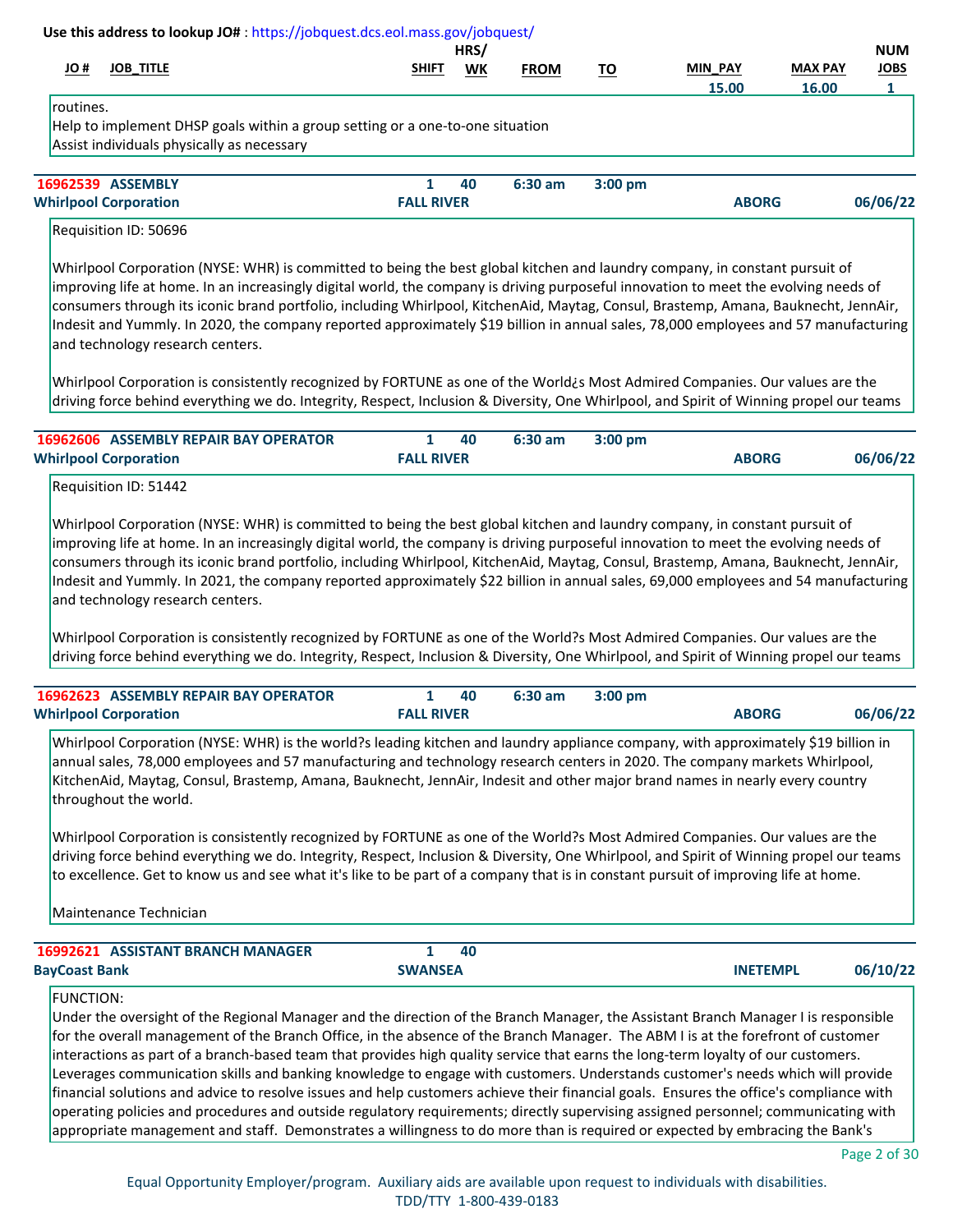Use this address to lookup JO# : https://jobquest.dcs.eol.mass.gov/jobquest/

| JO # | JOB_TITLE | SHIFT | HRS/WK | FROM | TO | MIN_PAY | MAX PAY | NUM JOBS |
|---|---|---|---|---|---|---|---|---|
| | | | | | | 15.00 | 16.00 | 1 |

routines.
Help to implement DHSP goals within a group setting or a one-to-one situation
Assist individuals physically as necessary

---

**16962539 ASSEMBLY** | 1 | 40 | 6:30 am | 3:00 pm
**Whirlpool Corporation** | **FALL RIVER** | **ABORG** | **06/06/22**

Requisition ID: 50696

Whirlpool Corporation (NYSE: WHR) is committed to being the best global kitchen and laundry company, in constant pursuit of improving life at home. In an increasingly digital world, the company is driving purposeful innovation to meet the evolving needs of consumers through its iconic brand portfolio, including Whirlpool, KitchenAid, Maytag, Consul, Brastemp, Amana, Bauknecht, JennAir, Indesit and Yummly. In 2020, the company reported approximately $19 billion in annual sales, 78,000 employees and 57 manufacturing and technology research centers.

Whirlpool Corporation is consistently recognized by FORTUNE as one of the World¿s Most Admired Companies. Our values are the driving force behind everything we do. Integrity, Respect, Inclusion & Diversity, One Whirlpool, and Spirit of Winning propel our teams

---

**16962606 ASSEMBLY REPAIR BAY OPERATOR** | 1 | 40 | 6:30 am | 3:00 pm
**Whirlpool Corporation** | **FALL RIVER** | **ABORG** | **06/06/22**

Requisition ID: 51442

Whirlpool Corporation (NYSE: WHR) is committed to being the best global kitchen and laundry company, in constant pursuit of improving life at home. In an increasingly digital world, the company is driving purposeful innovation to meet the evolving needs of consumers through its iconic brand portfolio, including Whirlpool, KitchenAid, Maytag, Consul, Brastemp, Amana, Bauknecht, JennAir, Indesit and Yummly. In 2021, the company reported approximately $22 billion in annual sales, 69,000 employees and 54 manufacturing and technology research centers.

Whirlpool Corporation is consistently recognized by FORTUNE as one of the World?s Most Admired Companies. Our values are the driving force behind everything we do. Integrity, Respect, Inclusion & Diversity, One Whirlpool, and Spirit of Winning propel our teams

---

**16962623 ASSEMBLY REPAIR BAY OPERATOR** | 1 | 40 | 6:30 am | 3:00 pm
**Whirlpool Corporation** | **FALL RIVER** | **ABORG** | **06/06/22**

Whirlpool Corporation (NYSE: WHR) is the world?s leading kitchen and laundry appliance company, with approximately $19 billion in annual sales, 78,000 employees and 57 manufacturing and technology research centers in 2020. The company markets Whirlpool, KitchenAid, Maytag, Consul, Brastemp, Amana, Bauknecht, JennAir, Indesit and other major brand names in nearly every country throughout the world.

Whirlpool Corporation is consistently recognized by FORTUNE as one of the World?s Most Admired Companies. Our values are the driving force behind everything we do. Integrity, Respect, Inclusion & Diversity, One Whirlpool, and Spirit of Winning propel our teams to excellence. Get to know us and see what it's like to be part of a company that is in constant pursuit of improving life at home.

Maintenance Technician

---

**16992621 ASSISTANT BRANCH MANAGER** | 1 | 40
**BayCoast Bank** | **SWANSEA** | **INETEMPL** | **06/10/22**

FUNCTION:
Under the oversight of the Regional Manager and the direction of the Branch Manager, the Assistant Branch Manager I is responsible for the overall management of the Branch Office, in the absence of the Branch Manager. The ABM I is at the forefront of customer interactions as part of a branch-based team that provides high quality service that earns the long-term loyalty of our customers. Leverages communication skills and banking knowledge to engage with customers. Understands customer's needs which will provide financial solutions and advice to resolve issues and help customers achieve their financial goals. Ensures the office's compliance with operating policies and procedures and outside regulatory requirements; directly supervising assigned personnel; communicating with appropriate management and staff. Demonstrates a willingness to do more than is required or expected by embracing the Bank's

Equal Opportunity Employer/program. Auxiliary aids are available upon request to individuals with disabilities.
TDD/TTY 1-800-439-0183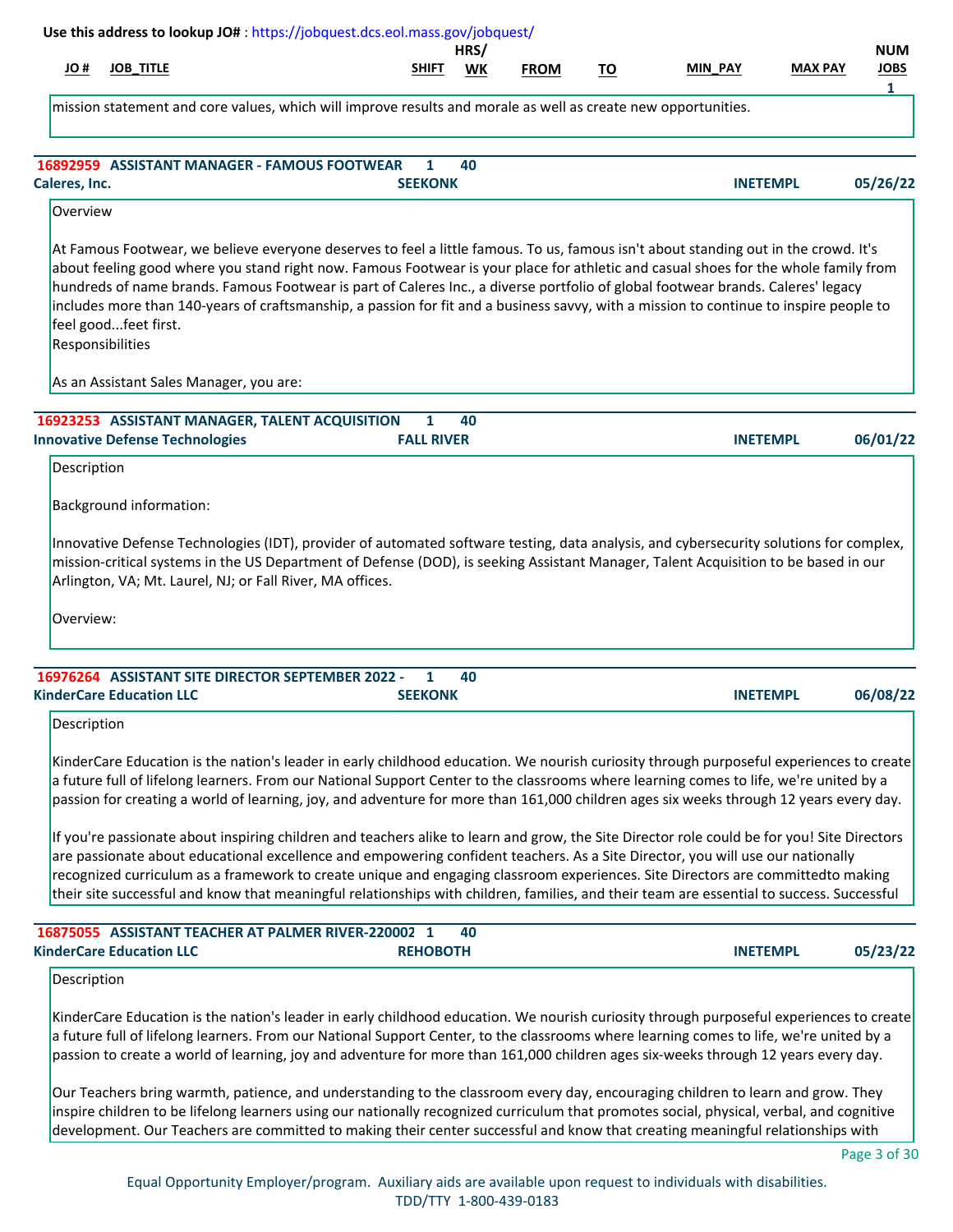Use this address to lookup JO# : https://jobquest.dcs.eol.mass.gov/jobquest/

| JO # | JOB_TITLE | SHIFT | HRS/ WK | FROM | TO | MIN_PAY | MAX PAY | NUM JOBS |
|---|---|---|---|---|---|---|---|---|
| | | | | | | | | 1 |

mission statement and core values, which will improve results and morale as well as create new opportunities.

---

**16892959 ASSISTANT MANAGER - FAMOUS FOOTWEAR** | 1 | 40
**Caleres, Inc.** | **SEEKONK** | **INETEMPL** | **05/26/22**

Overview

At Famous Footwear, we believe everyone deserves to feel a little famous. To us, famous isn't about standing out in the crowd. It's about feeling good where you stand right now. Famous Footwear is your place for athletic and casual shoes for the whole family from hundreds of name brands. Famous Footwear is part of Caleres Inc., a diverse portfolio of global footwear brands. Caleres' legacy includes more than 140-years of craftsmanship, a passion for fit and a business savvy, with a mission to continue to inspire people to feel good...feet first.
Responsibilities

As an Assistant Sales Manager, you are:

---

**16923253 ASSISTANT MANAGER, TALENT ACQUISITION** | 1 | 40
**Innovative Defense Technologies** | **FALL RIVER** | **INETEMPL** | **06/01/22**

Description

Background information:

Innovative Defense Technologies (IDT), provider of automated software testing, data analysis, and cybersecurity solutions for complex, mission-critical systems in the US Department of Defense (DOD), is seeking Assistant Manager, Talent Acquisition to be based in our Arlington, VA; Mt. Laurel, NJ; or Fall River, MA offices.

Overview:

---

**16976264 ASSISTANT SITE DIRECTOR SEPTEMBER 2022 -** | 1 | 40
**KinderCare Education LLC** | **SEEKONK** | **INETEMPL** | **06/08/22**

Description

KinderCare Education is the nation's leader in early childhood education. We nourish curiosity through purposeful experiences to create a future full of lifelong learners. From our National Support Center to the classrooms where learning comes to life, we're united by a passion for creating a world of learning, joy, and adventure for more than 161,000 children ages six weeks through 12 years every day.

If you're passionate about inspiring children and teachers alike to learn and grow, the Site Director role could be for you! Site Directors are passionate about educational excellence and empowering confident teachers. As a Site Director, you will use our nationally recognized curriculum as a framework to create unique and engaging classroom experiences. Site Directors are committedto making their site successful and know that meaningful relationships with children, families, and their team are essential to success. Successful

---

**16875055 ASSISTANT TEACHER AT PALMER RIVER-220002** | 1 | 40
**KinderCare Education LLC** | **REHOBOTH** | **INETEMPL** | **05/23/22**

Description

KinderCare Education is the nation's leader in early childhood education. We nourish curiosity through purposeful experiences to create a future full of lifelong learners. From our National Support Center, to the classrooms where learning comes to life, we're united by a passion to create a world of learning, joy and adventure for more than 161,000 children ages six-weeks through 12 years every day.

Our Teachers bring warmth, patience, and understanding to the classroom every day, encouraging children to learn and grow. They inspire children to be lifelong learners using our nationally recognized curriculum that promotes social, physical, verbal, and cognitive development. Our Teachers are committed to making their center successful and know that creating meaningful relationships with

Equal Opportunity Employer/program. Auxiliary aids are available upon request to individuals with disabilities.
TDD/TTY 1-800-439-0183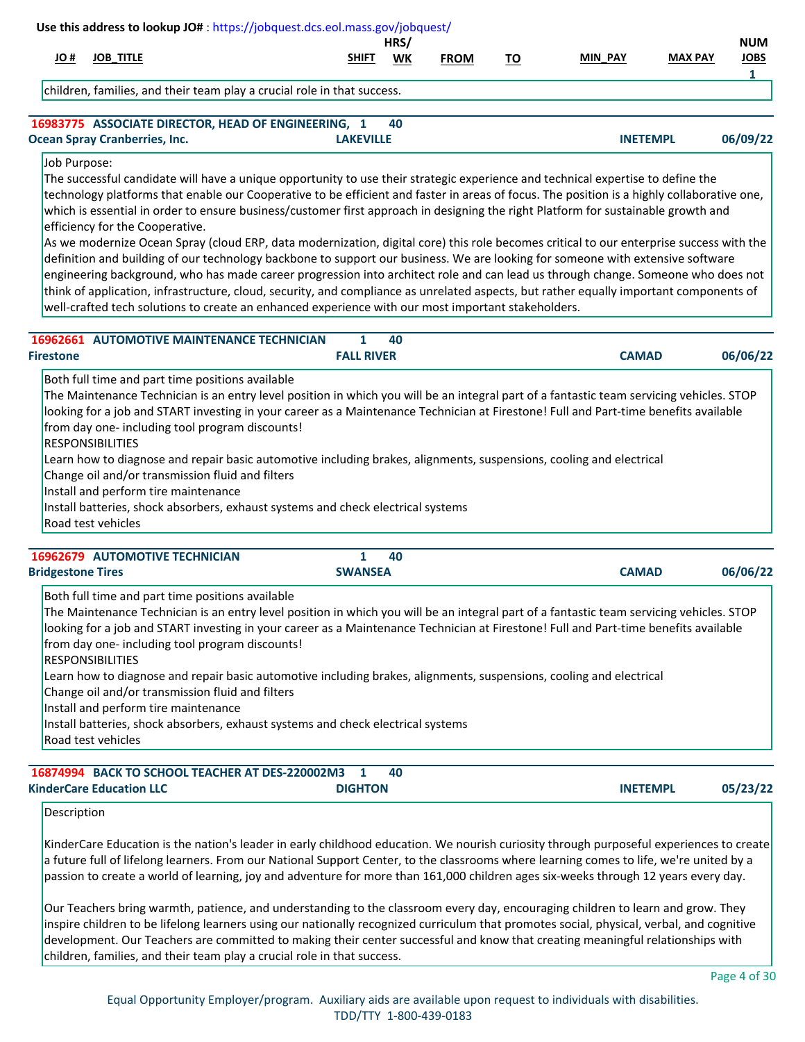Use this address to lookup JO# : https://jobquest.dcs.eol.mass.gov/jobquest/

| JO # | JOB_TITLE | SHIFT | HRS/ WK | FROM | TO | MIN_PAY | MAX PAY | NUM JOBS |
|---|---|---|---|---|---|---|---|---|
| | | | | | | | | 1 |

children, families, and their team play a crucial role in that success.

**16983775 ASSOCIATE DIRECTOR, HEAD OF ENGINEERING, 1 40**
**Ocean Spray Cranberries, Inc. LAKEVILLE INETEMPL 06/09/22**

Job Purpose:
The successful candidate will have a unique opportunity to use their strategic experience and technical expertise to define the technology platforms that enable our Cooperative to be efficient and faster in areas of focus. The position is a highly collaborative one, which is essential in order to ensure business/customer first approach in designing the right Platform for sustainable growth and efficiency for the Cooperative.
As we modernize Ocean Spray (cloud ERP, data modernization, digital core) this role becomes critical to our enterprise success with the definition and building of our technology backbone to support our business. We are looking for someone with extensive software engineering background, who has made career progression into architect role and can lead us through change. Someone who does not think of application, infrastructure, cloud, security, and compliance as unrelated aspects, but rather equally important components of well-crafted tech solutions to create an enhanced experience with our most important stakeholders.

**16962661 AUTOMOTIVE MAINTENANCE TECHNICIAN 1 40**
**Firestone FALL RIVER CAMAD 06/06/22**

Both full time and part time positions available
The Maintenance Technician is an entry level position in which you will be an integral part of a fantastic team servicing vehicles. STOP looking for a job and START investing in your career as a Maintenance Technician at Firestone! Full and Part-time benefits available from day one- including tool program discounts!
RESPONSIBILITIES
Learn how to diagnose and repair basic automotive including brakes, alignments, suspensions, cooling and electrical
Change oil and/or transmission fluid and filters
Install and perform tire maintenance
Install batteries, shock absorbers, exhaust systems and check electrical systems
Road test vehicles

**16962679 AUTOMOTIVE TECHNICIAN 1 40**
**Bridgestone Tires SWANSEA CAMAD 06/06/22**

Both full time and part time positions available
The Maintenance Technician is an entry level position in which you will be an integral part of a fantastic team servicing vehicles. STOP looking for a job and START investing in your career as a Maintenance Technician at Firestone! Full and Part-time benefits available from day one- including tool program discounts!
RESPONSIBILITIES
Learn how to diagnose and repair basic automotive including brakes, alignments, suspensions, cooling and electrical
Change oil and/or transmission fluid and filters
Install and perform tire maintenance
Install batteries, shock absorbers, exhaust systems and check electrical systems
Road test vehicles

**16874994 BACK TO SCHOOL TEACHER AT DES-220002M3 1 40**
**KinderCare Education LLC DIGHTON INETEMPL 05/23/22**

Description

KinderCare Education is the nation's leader in early childhood education. We nourish curiosity through purposeful experiences to create a future full of lifelong learners. From our National Support Center, to the classrooms where learning comes to life, we're united by a passion to create a world of learning, joy and adventure for more than 161,000 children ages six-weeks through 12 years every day.

Our Teachers bring warmth, patience, and understanding to the classroom every day, encouraging children to learn and grow. They inspire children to be lifelong learners using our nationally recognized curriculum that promotes social, physical, verbal, and cognitive development. Our Teachers are committed to making their center successful and know that creating meaningful relationships with children, families, and their team play a crucial role in that success.

Equal Opportunity Employer/program. Auxiliary aids are available upon request to individuals with disabilities.
TDD/TTY 1-800-439-0183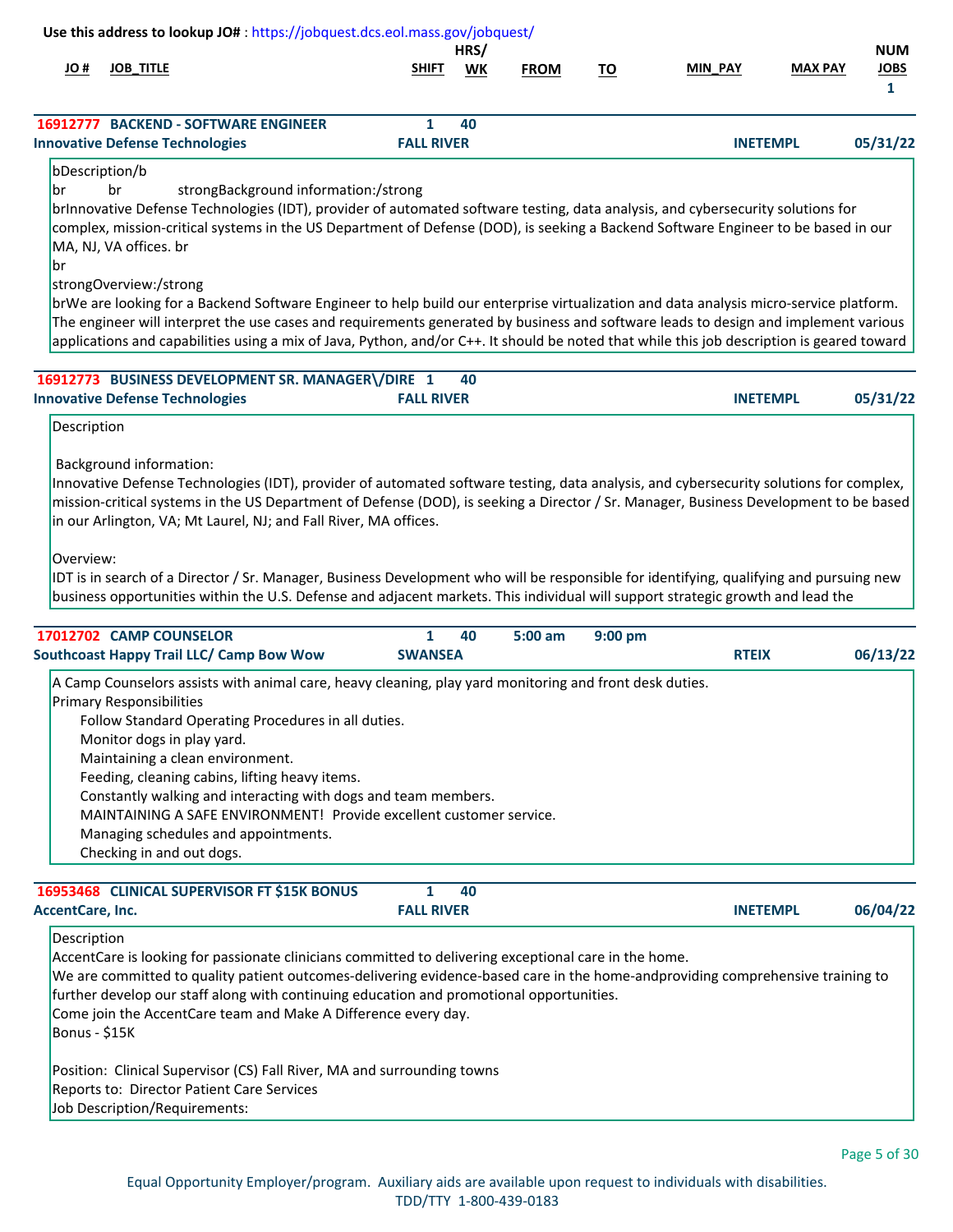Use this address to lookup JO# : https://jobquest.dcs.eol.mass.gov/jobquest/

| JO # | JOB_TITLE | SHIFT | HRS/WK | FROM | TO | MIN_PAY | MAX PAY | NUM JOBS |
|---|---|---|---|---|---|---|---|---|
| | | | | | | | | 1 |

**16912777 BACKEND - SOFTWARE ENGINEER** 1 40
**Innovative Defense Technologies** **FALL RIVER** **INETEMPL** **05/31/22**

bDescription/b
br br strongBackground information:/strong
brInnovative Defense Technologies (IDT), provider of automated software testing, data analysis, and cybersecurity solutions for complex, mission-critical systems in the US Department of Defense (DOD), is seeking a Backend Software Engineer to be based in our MA, NJ, VA offices. br
br
strongOverview:/strong
brWe are looking for a Backend Software Engineer to help build our enterprise virtualization and data analysis micro-service platform. The engineer will interpret the use cases and requirements generated by business and software leads to design and implement various applications and capabilities using a mix of Java, Python, and/or C++. It should be noted that while this job description is geared toward

**16912773 BUSINESS DEVELOPMENT SR. MANAGER\/DIRE** 1 40
**Innovative Defense Technologies** **FALL RIVER** **INETEMPL** **05/31/22**

Description

Background information:
Innovative Defense Technologies (IDT), provider of automated software testing, data analysis, and cybersecurity solutions for complex, mission-critical systems in the US Department of Defense (DOD), is seeking a Director / Sr. Manager, Business Development to be based in our Arlington, VA; Mt Laurel, NJ; and Fall River, MA offices.

Overview:
IDT is in search of a Director / Sr. Manager, Business Development who will be responsible for identifying, qualifying and pursuing new business opportunities within the U.S. Defense and adjacent markets. This individual will support strategic growth and lead the

**17012702 CAMP COUNSELOR** 1 40 5:00 am 9:00 pm
**Southcoast Happy Trail LLC/ Camp Bow Wow** **SWANSEA** **RTEIX** **06/13/22**

A Camp Counselors assists with animal care, heavy cleaning, play yard monitoring and front desk duties.
Primary Responsibilities
- Follow Standard Operating Procedures in all duties.
- Monitor dogs in play yard.
- Maintaining a clean environment.
- Feeding, cleaning cabins, lifting heavy items.
- Constantly walking and interacting with dogs and team members.
- MAINTAINING A SAFE ENVIRONMENT! Provide excellent customer service.
- Managing schedules and appointments.
- Checking in and out dogs.

**16953468 CLINICAL SUPERVISOR FT $15K BONUS** 1 40
**AccentCare, Inc.** **FALL RIVER** **INETEMPL** **06/04/22**

Description
AccentCare is looking for passionate clinicians committed to delivering exceptional care in the home.
We are committed to quality patient outcomes-delivering evidence-based care in the home-andproviding comprehensive training to further develop our staff along with continuing education and promotional opportunities.
Come join the AccentCare team and Make A Difference every day.
Bonus - $15K

Position: Clinical Supervisor (CS) Fall River, MA and surrounding towns
Reports to: Director Patient Care Services
Job Description/Requirements:

Equal Opportunity Employer/program. Auxiliary aids are available upon request to individuals with disabilities.
TDD/TTY 1-800-439-0183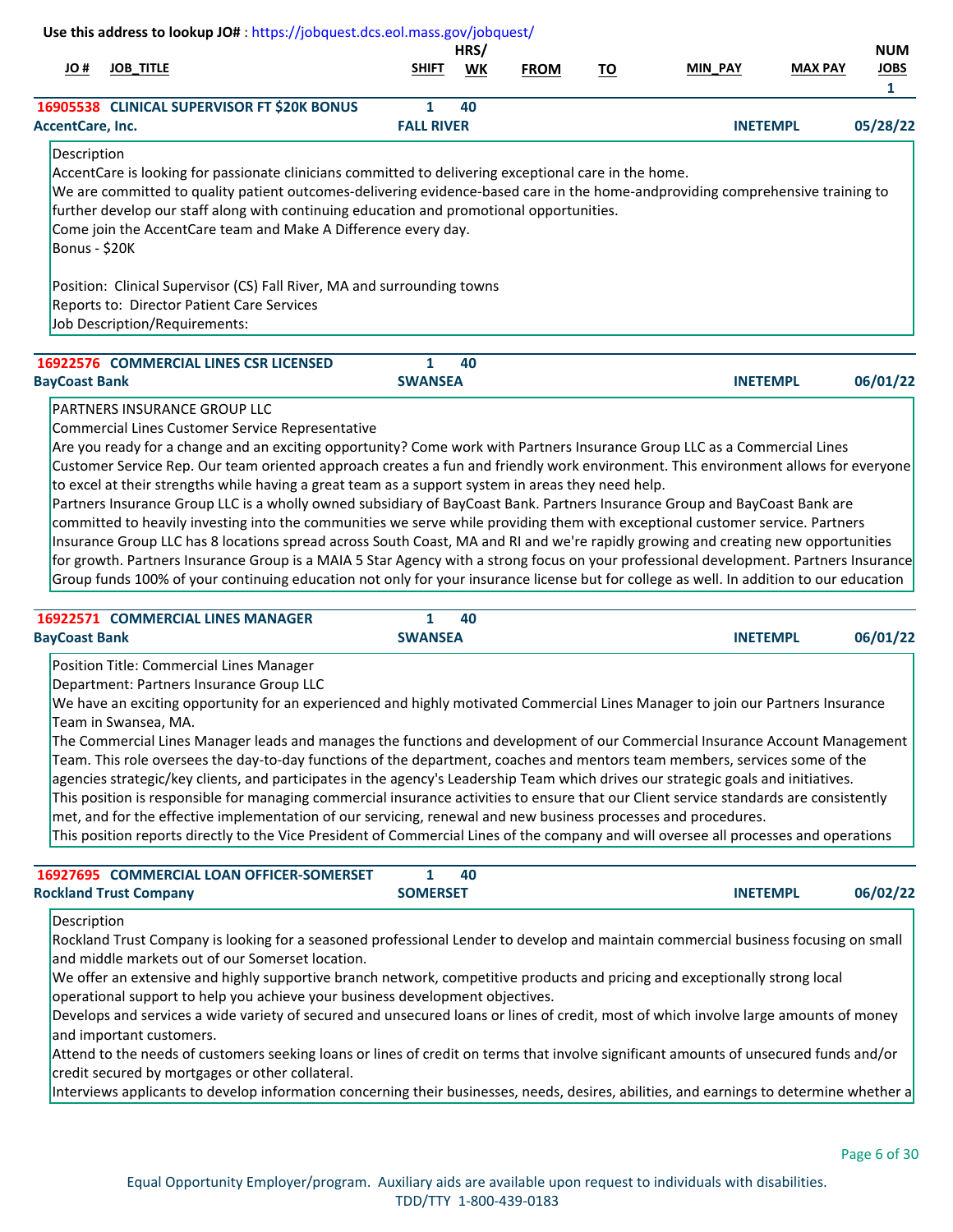Use this address to lookup JO# : https://jobquest.dcs.eol.mass.gov/jobquest/

| JO # | JOB_TITLE | SHIFT | HRS/ WK | FROM | TO | MIN_PAY | MAX PAY | NUM JOBS |
|---|---|---|---|---|---|---|---|---|
| | | | | | | | | 1 |

**16905538 CLINICAL SUPERVISOR FT $20K BONUS** | 1 | 40

**AccentCare, Inc.** | **FALL RIVER** | **INETEMPL** | **05/28/22**

Description
AccentCare is looking for passionate clinicians committed to delivering exceptional care in the home.
We are committed to quality patient outcomes-delivering evidence-based care in the home-andproviding comprehensive training to further develop our staff along with continuing education and promotional opportunities.
Come join the AccentCare team and Make A Difference every day.
Bonus - $20K

Position: Clinical Supervisor (CS) Fall River, MA and surrounding towns
Reports to: Director Patient Care Services
Job Description/Requirements:

---

**16922576 COMMERCIAL LINES CSR LICENSED** | 1 | 40

**BayCoast Bank** | **SWANSEA** | **INETEMPL** | **06/01/22**

PARTNERS INSURANCE GROUP LLC
Commercial Lines Customer Service Representative
Are you ready for a change and an exciting opportunity? Come work with Partners Insurance Group LLC as a Commercial Lines Customer Service Rep. Our team oriented approach creates a fun and friendly work environment. This environment allows for everyone to excel at their strengths while having a great team as a support system in areas they need help.
Partners Insurance Group LLC is a wholly owned subsidiary of BayCoast Bank. Partners Insurance Group and BayCoast Bank are committed to heavily investing into the communities we serve while providing them with exceptional customer service. Partners Insurance Group LLC has 8 locations spread across South Coast, MA and RI and we're rapidly growing and creating new opportunities for growth. Partners Insurance Group is a MAIA 5 Star Agency with a strong focus on your professional development. Partners Insurance Group funds 100% of your continuing education not only for your insurance license but for college as well. In addition to our education

---

**16922571 COMMERCIAL LINES MANAGER** | 1 | 40

**BayCoast Bank** | **SWANSEA** | **INETEMPL** | **06/01/22**

Position Title: Commercial Lines Manager
Department: Partners Insurance Group LLC
We have an exciting opportunity for an experienced and highly motivated Commercial Lines Manager to join our Partners Insurance Team in Swansea, MA.
The Commercial Lines Manager leads and manages the functions and development of our Commercial Insurance Account Management Team. This role oversees the day-to-day functions of the department, coaches and mentors team members, services some of the agencies strategic/key clients, and participates in the agency's Leadership Team which drives our strategic goals and initiatives.
This position is responsible for managing commercial insurance activities to ensure that our Client service standards are consistently met, and for the effective implementation of our servicing, renewal and new business processes and procedures.
This position reports directly to the Vice President of Commercial Lines of the company and will oversee all processes and operations

---

**16927695 COMMERCIAL LOAN OFFICER-SOMERSET** | 1 | 40

**Rockland Trust Company** | **SOMERSET** | **INETEMPL** | **06/02/22**

Description
Rockland Trust Company is looking for a seasoned professional Lender to develop and maintain commercial business focusing on small and middle markets out of our Somerset location.
We offer an extensive and highly supportive branch network, competitive products and pricing and exceptionally strong local operational support to help you achieve your business development objectives.
Develops and services a wide variety of secured and unsecured loans or lines of credit, most of which involve large amounts of money and important customers.
Attend to the needs of customers seeking loans or lines of credit on terms that involve significant amounts of unsecured funds and/or credit secured by mortgages or other collateral.
Interviews applicants to develop information concerning their businesses, needs, desires, abilities, and earnings to determine whether a

Equal Opportunity Employer/program. Auxiliary aids are available upon request to individuals with disabilities.
TDD/TTY 1-800-439-0183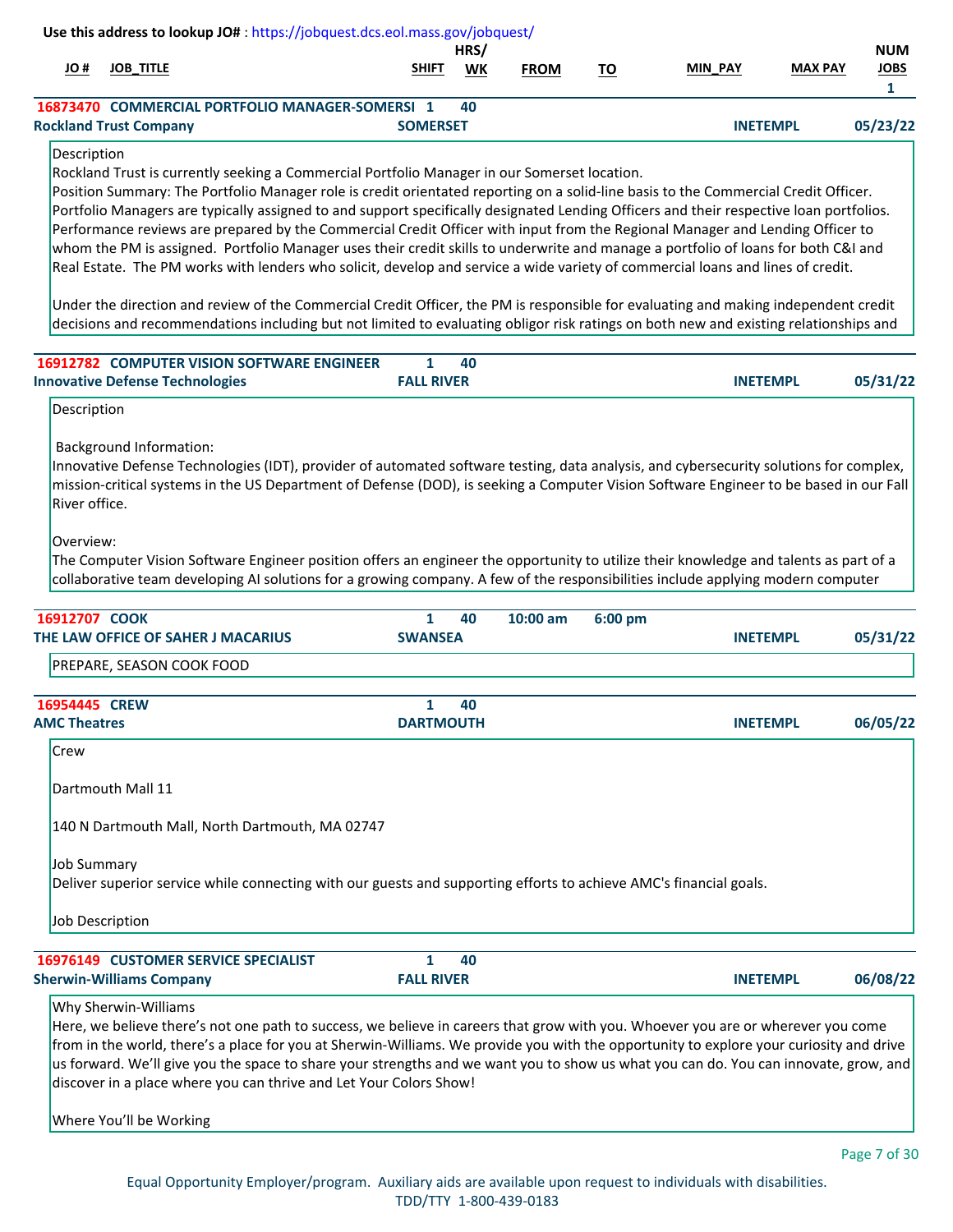Use this address to lookup JO# : https://jobquest.dcs.eol.mass.gov/jobquest/

| JO # | JOB_TITLE | SHIFT | HRS/ WK | FROM | TO | MIN_PAY | MAX PAY | NUM JOBS |
|---|---|---|---|---|---|---|---|---|
| | | | | | | | | 1 |

**16873470 COMMERCIAL PORTFOLIO MANAGER-SOMERSI** 1 40
**Rockland Trust Company** — **SOMERSET** — **INETEMPL** — **05/23/22**

Description
Rockland Trust is currently seeking a Commercial Portfolio Manager in our Somerset location.
Position Summary: The Portfolio Manager role is credit orientated reporting on a solid-line basis to the Commercial Credit Officer. Portfolio Managers are typically assigned to and support specifically designated Lending Officers and their respective loan portfolios. Performance reviews are prepared by the Commercial Credit Officer with input from the Regional Manager and Lending Officer to whom the PM is assigned. Portfolio Manager uses their credit skills to underwrite and manage a portfolio of loans for both C&I and Real Estate. The PM works with lenders who solicit, develop and service a wide variety of commercial loans and lines of credit.

Under the direction and review of the Commercial Credit Officer, the PM is responsible for evaluating and making independent credit decisions and recommendations including but not limited to evaluating obligor risk ratings on both new and existing relationships and

**16912782 COMPUTER VISION SOFTWARE ENGINEER** 1 40
**Innovative Defense Technologies** — **FALL RIVER** — **INETEMPL** — **05/31/22**

Description

Background Information:
Innovative Defense Technologies (IDT), provider of automated software testing, data analysis, and cybersecurity solutions for complex, mission-critical systems in the US Department of Defense (DOD), is seeking a Computer Vision Software Engineer to be based in our Fall River office.

Overview:
The Computer Vision Software Engineer position offers an engineer the opportunity to utilize their knowledge and talents as part of a collaborative team developing AI solutions for a growing company. A few of the responsibilities include applying modern computer

**16912707 COOK** 1 40 10:00 am 6:00 pm
**THE LAW OFFICE OF SAHER J MACARIUS** — **SWANSEA** — **INETEMPL** — **05/31/22**

PREPARE, SEASON COOK FOOD

**16954445 CREW** 1 40
**AMC Theatres** — **DARTMOUTH** — **INETEMPL** — **06/05/22**

Crew

Dartmouth Mall 11

140 N Dartmouth Mall, North Dartmouth, MA 02747

Job Summary
Deliver superior service while connecting with our guests and supporting efforts to achieve AMC's financial goals.

Job Description

**16976149 CUSTOMER SERVICE SPECIALIST** 1 40
**Sherwin-Williams Company** — **FALL RIVER** — **INETEMPL** — **06/08/22**

Why Sherwin-Williams
Here, we believe there's not one path to success, we believe in careers that grow with you. Whoever you are or wherever you come from in the world, there's a place for you at Sherwin-Williams. We provide you with the opportunity to explore your curiosity and drive us forward. We'll give you the space to share your strengths and we want you to show us what you can do. You can innovate, grow, and discover in a place where you can thrive and Let Your Colors Show!

Where You'll be Working

Equal Opportunity Employer/program. Auxiliary aids are available upon request to individuals with disabilities.
TDD/TTY 1-800-439-0183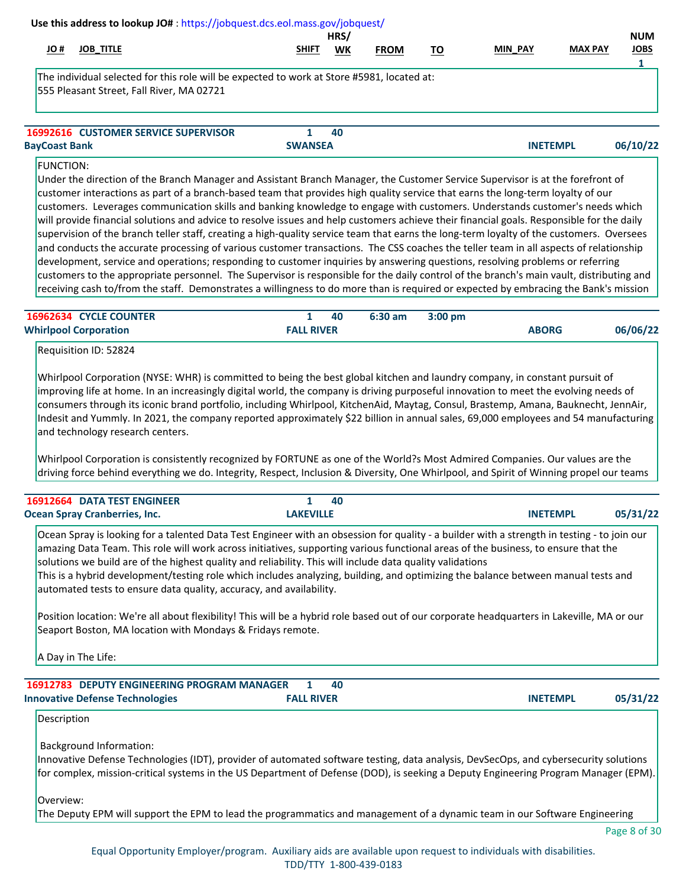**Use this address to lookup JO#** : https://jobquest.dcs.eol.mass.gov/jobquest/

| JO # | JOB_TITLE | SHIFT | HRS/ WK | FROM | TO | MIN_PAY | MAX PAY | NUM JOBS |
|---|---|---|---|---|---|---|---|---|
| | | | | | | | | 1 |

The individual selected for this role will be expected to work at Store #5981, located at:
555 Pleasant Street, Fall River, MA 02721

---

**16992616 CUSTOMER SERVICE SUPERVISOR** | 1 | 40

**BayCoast Bank** | **SWANSEA** | **INETEMPL** | **06/10/22**

FUNCTION:
Under the direction of the Branch Manager and Assistant Branch Manager, the Customer Service Supervisor is at the forefront of customer interactions as part of a branch-based team that provides high quality service that earns the long-term loyalty of our customers. Leverages communication skills and banking knowledge to engage with customers. Understands customer's needs which will provide financial solutions and advice to resolve issues and help customers achieve their financial goals. Responsible for the daily supervision of the branch teller staff, creating a high-quality service team that earns the long-term loyalty of the customers. Oversees and conducts the accurate processing of various customer transactions. The CSS coaches the teller team in all aspects of relationship development, service and operations; responding to customer inquiries by answering questions, resolving problems or referring customers to the appropriate personnel. The Supervisor is responsible for the daily control of the branch's main vault, distributing and receiving cash to/from the staff. Demonstrates a willingness to do more than is required or expected by embracing the Bank's mission

---

**16962634 CYCLE COUNTER** | 1 | 40 | 6:30 am | 3:00 pm

**Whirlpool Corporation** | **FALL RIVER** | **ABORG** | **06/06/22**

Requisition ID: 52824

Whirlpool Corporation (NYSE: WHR) is committed to being the best global kitchen and laundry company, in constant pursuit of improving life at home. In an increasingly digital world, the company is driving purposeful innovation to meet the evolving needs of consumers through its iconic brand portfolio, including Whirlpool, KitchenAid, Maytag, Consul, Brastemp, Amana, Bauknecht, JennAir, Indesit and Yummly. In 2021, the company reported approximately $22 billion in annual sales, 69,000 employees and 54 manufacturing and technology research centers.

Whirlpool Corporation is consistently recognized by FORTUNE as one of the World?s Most Admired Companies. Our values are the driving force behind everything we do. Integrity, Respect, Inclusion & Diversity, One Whirlpool, and Spirit of Winning propel our teams

---

**16912664 DATA TEST ENGINEER** | 1 | 40

**Ocean Spray Cranberries, Inc.** | **LAKEVILLE** | **INETEMPL** | **05/31/22**

Ocean Spray is looking for a talented Data Test Engineer with an obsession for quality - a builder with a strength in testing - to join our amazing Data Team. This role will work across initiatives, supporting various functional areas of the business, to ensure that the solutions we build are of the highest quality and reliability. This will include data quality validations
This is a hybrid development/testing role which includes analyzing, building, and optimizing the balance between manual tests and automated tests to ensure data quality, accuracy, and availability.

Position location: We're all about flexibility! This will be a hybrid role based out of our corporate headquarters in Lakeville, MA or our Seaport Boston, MA location with Mondays & Fridays remote.

A Day in The Life:

---

**16912783 DEPUTY ENGINEERING PROGRAM MANAGER** | 1 | 40

**Innovative Defense Technologies** | **FALL RIVER** | **INETEMPL** | **05/31/22**

Description

Background Information:
Innovative Defense Technologies (IDT), provider of automated software testing, data analysis, DevSecOps, and cybersecurity solutions for complex, mission-critical systems in the US Department of Defense (DOD), is seeking a Deputy Engineering Program Manager (EPM).

Overview:
The Deputy EPM will support the EPM to lead the programmatics and management of a dynamic team in our Software Engineering

Equal Opportunity Employer/program. Auxiliary aids are available upon request to individuals with disabilities.
TDD/TTY 1-800-439-0183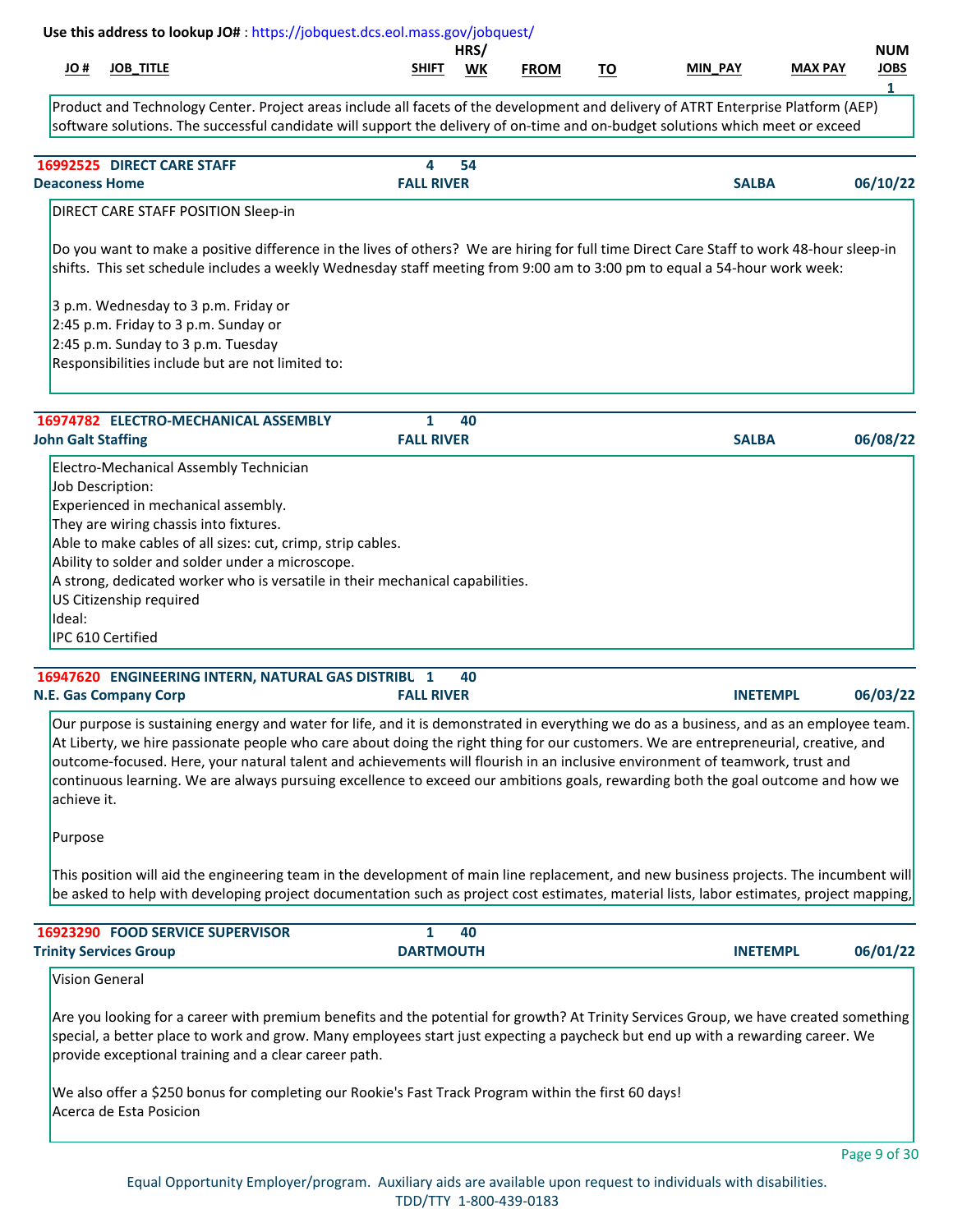Use this address to lookup JO# : https://jobquest.dcs.eol.mass.gov/jobquest/

| JO # | JOB_TITLE | SHIFT | HRS/WK | FROM | TO | MIN_PAY | MAX PAY | NUM JOBS |
|---|---|---|---|---|---|---|---|---|
| | | | | | | | | 1 |

Product and Technology Center. Project areas include all facets of the development and delivery of ATRT Enterprise Platform (AEP) software solutions. The successful candidate will support the delivery of on-time and on-budget solutions which meet or exceed

---

**16992525 DIRECT CARE STAFF** | Shift: 4 | Hrs/Wk: 54
**Deaconess Home** | FALL RIVER | SALBA | 06/10/22

DIRECT CARE STAFF POSITION Sleep-in

Do you want to make a positive difference in the lives of others? We are hiring for full time Direct Care Staff to work 48-hour sleep-in shifts. This set schedule includes a weekly Wednesday staff meeting from 9:00 am to 3:00 pm to equal a 54-hour work week:

3 p.m. Wednesday to 3 p.m. Friday or
2:45 p.m. Friday to 3 p.m. Sunday or
2:45 p.m. Sunday to 3 p.m. Tuesday
Responsibilities include but are not limited to:

---

**16974782 ELECTRO-MECHANICAL ASSEMBLY** | Shift: 1 | Hrs/Wk: 40
**John Galt Staffing** | FALL RIVER | SALBA | 06/08/22

Electro-Mechanical Assembly Technician
Job Description:
Experienced in mechanical assembly.
They are wiring chassis into fixtures.
Able to make cables of all sizes: cut, crimp, strip cables.
Ability to solder and solder under a microscope.
A strong, dedicated worker who is versatile in their mechanical capabilities.
US Citizenship required
Ideal:
IPC 610 Certified

---

**16947620 ENGINEERING INTERN, NATURAL GAS DISTRIBU** | Shift: 1 | Hrs/Wk: 40
**N.E. Gas Company Corp** | FALL RIVER | INETEMPL | 06/03/22

Our purpose is sustaining energy and water for life, and it is demonstrated in everything we do as a business, and as an employee team. At Liberty, we hire passionate people who care about doing the right thing for our customers. We are entrepreneurial, creative, and outcome-focused. Here, your natural talent and achievements will flourish in an inclusive environment of teamwork, trust and continuous learning. We are always pursuing excellence to exceed our ambitions goals, rewarding both the goal outcome and how we achieve it.

Purpose

This position will aid the engineering team in the development of main line replacement, and new business projects. The incumbent will be asked to help with developing project documentation such as project cost estimates, material lists, labor estimates, project mapping,

---

**16923290 FOOD SERVICE SUPERVISOR** | Shift: 1 | Hrs/Wk: 40
**Trinity Services Group** | DARTMOUTH | INETEMPL | 06/01/22

Vision General

Are you looking for a career with premium benefits and the potential for growth? At Trinity Services Group, we have created something special, a better place to work and grow. Many employees start just expecting a paycheck but end up with a rewarding career. We provide exceptional training and a clear career path.

We also offer a $250 bonus for completing our Rookie's Fast Track Program within the first 60 days!
Acerca de Esta Posicion

Equal Opportunity Employer/program. Auxiliary aids are available upon request to individuals with disabilities.
TDD/TTY 1-800-439-0183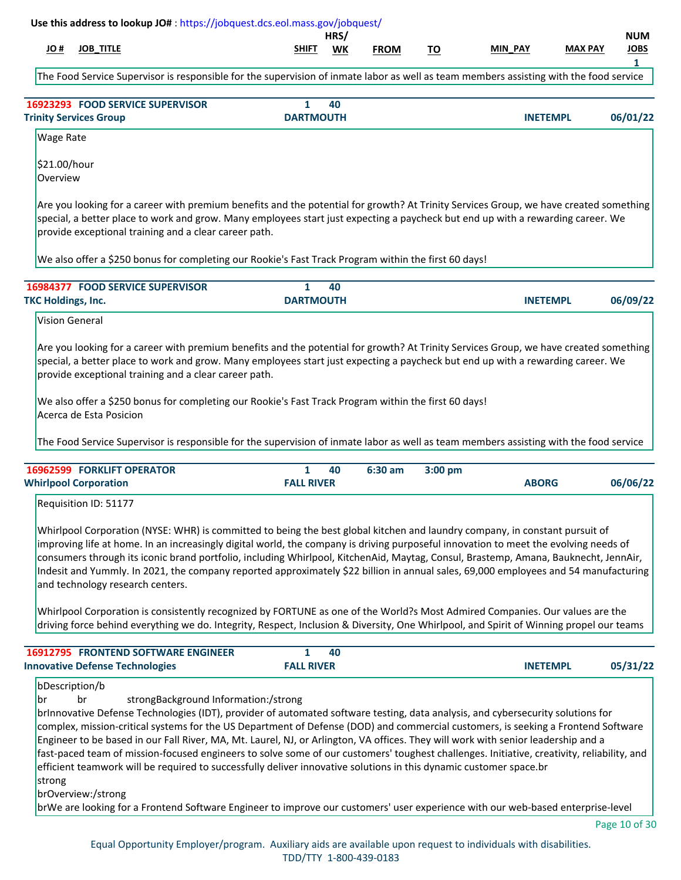Use this address to lookup JO# : https://jobquest.dcs.eol.mass.gov/jobquest/

| JO # | JOB_TITLE | SHIFT | HRS/ WK | FROM | TO | MIN_PAY | MAX PAY | NUM JOBS |
|---|---|---|---|---|---|---|---|---|
| | | | | | | | | 1 |

The Food Service Supervisor is responsible for the supervision of inmate labor as well as team members assisting with the food service

---

**16923293 FOOD SERVICE SUPERVISOR** — Shift: 1 — Hrs/Wk: 40
**Trinity Services Group** — DARTMOUTH — INETEMPL — 06/01/22

Wage Rate

$21.00/hour
Overview

Are you looking for a career with premium benefits and the potential for growth? At Trinity Services Group, we have created something special, a better place to work and grow. Many employees start just expecting a paycheck but end up with a rewarding career. We provide exceptional training and a clear career path.

We also offer a $250 bonus for completing our Rookie's Fast Track Program within the first 60 days!

---

**16984377 FOOD SERVICE SUPERVISOR** — Shift: 1 — Hrs/Wk: 40
**TKC Holdings, Inc.** — DARTMOUTH — INETEMPL — 06/09/22

Vision General

Are you looking for a career with premium benefits and the potential for growth? At Trinity Services Group, we have created something special, a better place to work and grow. Many employees start just expecting a paycheck but end up with a rewarding career. We provide exceptional training and a clear career path.

We also offer a $250 bonus for completing our Rookie's Fast Track Program within the first 60 days!
Acerca de Esta Posicion

The Food Service Supervisor is responsible for the supervision of inmate labor as well as team members assisting with the food service

---

**16962599 FORKLIFT OPERATOR** — Shift: 1 — Hrs/Wk: 40 — From: 6:30 am — To: 3:00 pm
**Whirlpool Corporation** — FALL RIVER — ABORG — 06/06/22

Requisition ID: 51177

Whirlpool Corporation (NYSE: WHR) is committed to being the best global kitchen and laundry company, in constant pursuit of improving life at home. In an increasingly digital world, the company is driving purposeful innovation to meet the evolving needs of consumers through its iconic brand portfolio, including Whirlpool, KitchenAid, Maytag, Consul, Brastemp, Amana, Bauknecht, JennAir, Indesit and Yummly. In 2021, the company reported approximately $22 billion in annual sales, 69,000 employees and 54 manufacturing and technology research centers.

Whirlpool Corporation is consistently recognized by FORTUNE as one of the World?s Most Admired Companies. Our values are the driving force behind everything we do. Integrity, Respect, Inclusion & Diversity, One Whirlpool, and Spirit of Winning propel our teams

---

**16912795 FRONTEND SOFTWARE ENGINEER** — Shift: 1 — Hrs/Wk: 40
**Innovative Defense Technologies** — FALL RIVER — INETEMPL — 05/31/22

bDescription/b
br br strongBackground Information:/strong
brInnovative Defense Technologies (IDT), provider of automated software testing, data analysis, and cybersecurity solutions for complex, mission-critical systems for the US Department of Defense (DOD) and commercial customers, is seeking a Frontend Software Engineer to be based in our Fall River, MA, Mt. Laurel, NJ, or Arlington, VA offices. They will work with senior leadership and a fast-paced team of mission-focused engineers to solve some of our customers' toughest challenges. Initiative, creativity, reliability, and efficient teamwork will be required to successfully deliver innovative solutions in this dynamic customer space.br
strong
brOverview:/strong
brWe are looking for a Frontend Software Engineer to improve our customers' user experience with our web-based enterprise-level

Equal Opportunity Employer/program. Auxiliary aids are available upon request to individuals with disabilities.
TDD/TTY 1-800-439-0183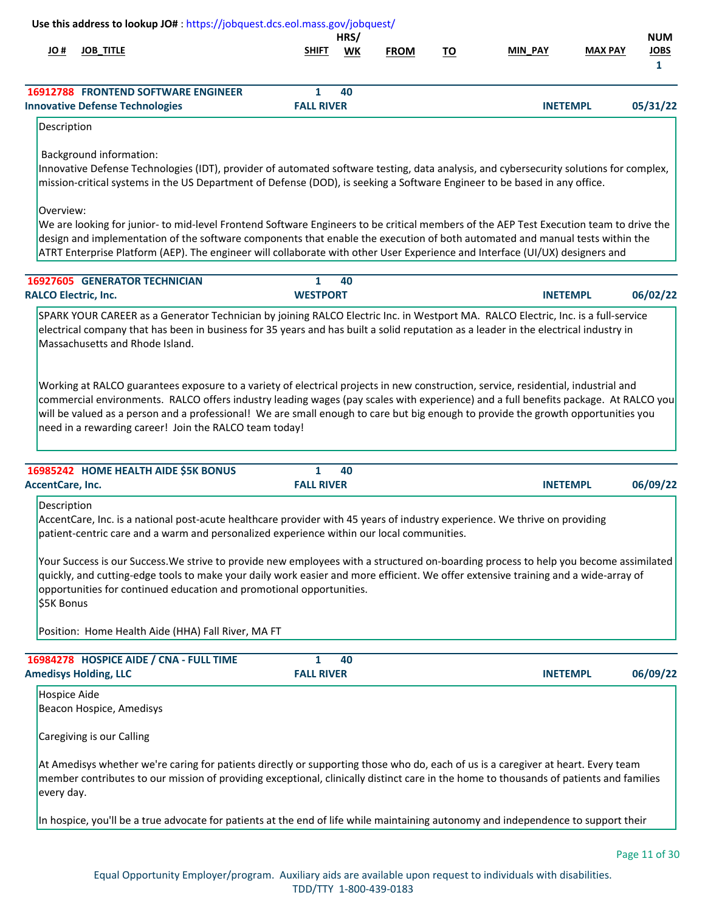Use this address to lookup JO# : https://jobquest.dcs.eol.mass.gov/jobquest/

| JO # | JOB_TITLE | SHIFT | HRS/ WK | FROM | TO | MIN_PAY | MAX PAY | NUM JOBS |
|---|---|---|---|---|---|---|---|---|
| | | | | | | | | 1 |

**16912788 FRONTEND SOFTWARE ENGINEER** — Shift: 1 — Hrs/Wk: 40
**Innovative Defense Technologies** — FALL RIVER — INETEMPL — 05/31/22

Description

Background information:
Innovative Defense Technologies (IDT), provider of automated software testing, data analysis, and cybersecurity solutions for complex, mission-critical systems in the US Department of Defense (DOD), is seeking a Software Engineer to be based in any office.

Overview:
We are looking for junior- to mid-level Frontend Software Engineers to be critical members of the AEP Test Execution team to drive the design and implementation of the software components that enable the execution of both automated and manual tests within the ATRT Enterprise Platform (AEP). The engineer will collaborate with other User Experience and Interface (UI/UX) designers and

**16927605 GENERATOR TECHNICIAN** — Shift: 1 — Hrs/Wk: 40
**RALCO Electric, Inc.** — WESTPORT — INETEMPL — 06/02/22

SPARK YOUR CAREER as a Generator Technician by joining RALCO Electric Inc. in Westport MA. RALCO Electric, Inc. is a full-service electrical company that has been in business for 35 years and has built a solid reputation as a leader in the electrical industry in Massachusetts and Rhode Island.

Working at RALCO guarantees exposure to a variety of electrical projects in new construction, service, residential, industrial and commercial environments. RALCO offers industry leading wages (pay scales with experience) and a full benefits package. At RALCO you will be valued as a person and a professional! We are small enough to care but big enough to provide the growth opportunities you need in a rewarding career! Join the RALCO team today!

**16985242 HOME HEALTH AIDE $5K BONUS** — Shift: 1 — Hrs/Wk: 40
**AccentCare, Inc.** — FALL RIVER — INETEMPL — 06/09/22

Description
AccentCare, Inc. is a national post-acute healthcare provider with 45 years of industry experience. We thrive on providing patient-centric care and a warm and personalized experience within our local communities.

Your Success is our Success.We strive to provide new employees with a structured on-boarding process to help you become assimilated quickly, and cutting-edge tools to make your daily work easier and more efficient. We offer extensive training and a wide-array of opportunities for continued education and promotional opportunities.
$5K Bonus

Position: Home Health Aide (HHA) Fall River, MA FT

**16984278 HOSPICE AIDE / CNA - FULL TIME** — Shift: 1 — Hrs/Wk: 40
**Amedisys Holding, LLC** — FALL RIVER — INETEMPL — 06/09/22

Hospice Aide
Beacon Hospice, Amedisys

Caregiving is our Calling

At Amedisys whether we're caring for patients directly or supporting those who do, each of us is a caregiver at heart. Every team member contributes to our mission of providing exceptional, clinically distinct care in the home to thousands of patients and families every day.

In hospice, you'll be a true advocate for patients at the end of life while maintaining autonomy and independence to support their

Equal Opportunity Employer/program. Auxiliary aids are available upon request to individuals with disabilities.
TDD/TTY 1-800-439-0183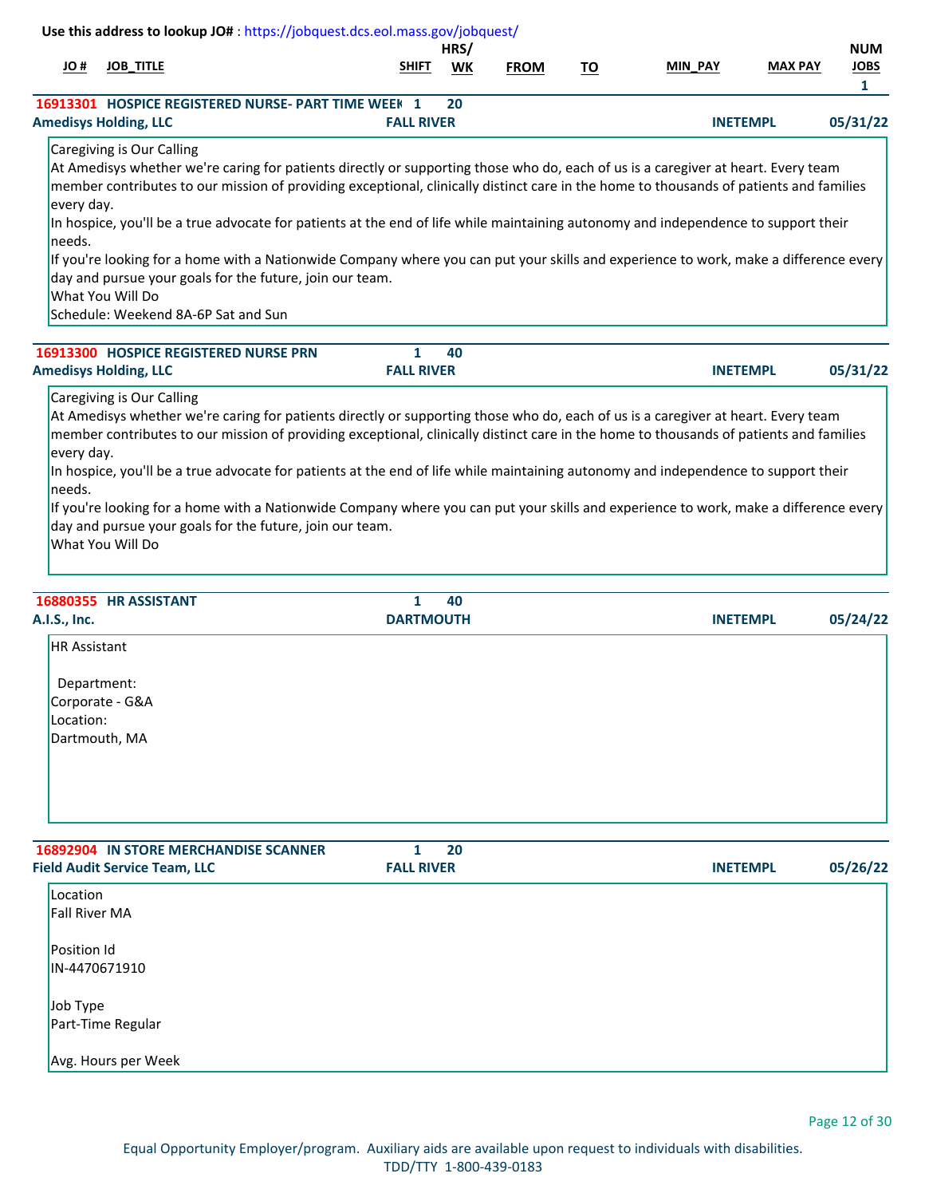Use this address to lookup JO# : https://jobquest.dcs.eol.mass.gov/jobquest/

| JO # | JOB_TITLE | SHIFT | HRS/ WK | FROM | TO | MIN_PAY | MAX PAY | NUM JOBS |
|---|---|---|---|---|---|---|---|---|
| | | | | | | | | 1 |

**16913301 HOSPICE REGISTERED NURSE- PART TIME WEEK** 1 20
**Amedisys Holding, LLC** — **FALL RIVER** — **INETEMPL** — **05/31/22**

Caregiving is Our Calling
At Amedisys whether we're caring for patients directly or supporting those who do, each of us is a caregiver at heart. Every team member contributes to our mission of providing exceptional, clinically distinct care in the home to thousands of patients and families every day.
In hospice, you'll be a true advocate for patients at the end of life while maintaining autonomy and independence to support their needs.
If you're looking for a home with a Nationwide Company where you can put your skills and experience to work, make a difference every day and pursue your goals for the future, join our team.
What You Will Do
Schedule: Weekend 8A-6P Sat and Sun

---

**16913300 HOSPICE REGISTERED NURSE PRN** 1 40
**Amedisys Holding, LLC** — **FALL RIVER** — **INETEMPL** — **05/31/22**

Caregiving is Our Calling
At Amedisys whether we're caring for patients directly or supporting those who do, each of us is a caregiver at heart. Every team member contributes to our mission of providing exceptional, clinically distinct care in the home to thousands of patients and families every day.
In hospice, you'll be a true advocate for patients at the end of life while maintaining autonomy and independence to support their needs.
If you're looking for a home with a Nationwide Company where you can put your skills and experience to work, make a difference every day and pursue your goals for the future, join our team.
What You Will Do

---

**16880355 HR ASSISTANT** 1 40
**A.I.S., Inc.** — **DARTMOUTH** — **INETEMPL** — **05/24/22**

HR Assistant

Department:
Corporate - G&A
Location:
Dartmouth, MA

---

**16892904 IN STORE MERCHANDISE SCANNER** 1 20
**Field Audit Service Team, LLC** — **FALL RIVER** — **INETEMPL** — **05/26/22**

Location
Fall River MA

Position Id
IN-4470671910

Job Type
Part-Time Regular

Avg. Hours per Week

---

Equal Opportunity Employer/program. Auxiliary aids are available upon request to individuals with disabilities.
TDD/TTY 1-800-439-0183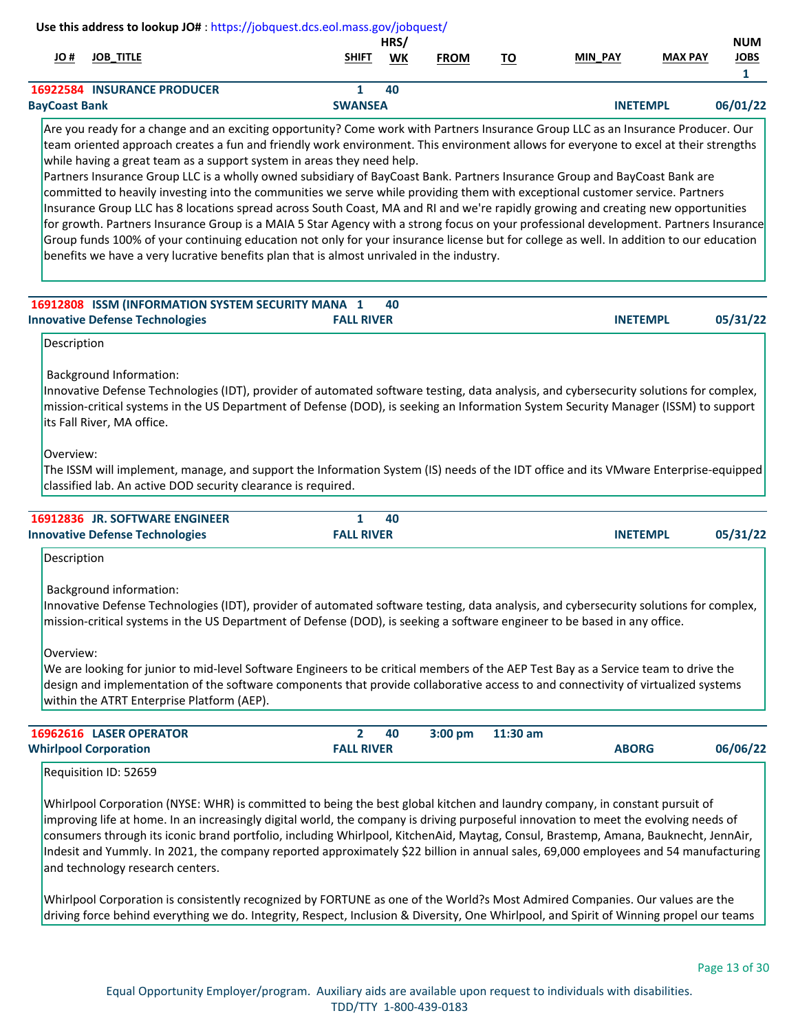Use this address to lookup JO# : https://jobquest.dcs.eol.mass.gov/jobquest/

| JO # | JOB_TITLE | SHIFT | HRS/ WK | FROM | TO | MIN_PAY | MAX PAY | NUM JOBS |
|---|---|---|---|---|---|---|---|---|
| | | | | | | | | 1 |

**16922584 INSURANCE PRODUCER** | 1 | 40

**BayCoast Bank** | **SWANSEA** | **INETEMPL** | **06/01/22**

Are you ready for a change and an exciting opportunity? Come work with Partners Insurance Group LLC as an Insurance Producer. Our team oriented approach creates a fun and friendly work environment. This environment allows for everyone to excel at their strengths while having a great team as a support system in areas they need help.
Partners Insurance Group LLC is a wholly owned subsidiary of BayCoast Bank. Partners Insurance Group and BayCoast Bank are committed to heavily investing into the communities we serve while providing them with exceptional customer service. Partners Insurance Group LLC has 8 locations spread across South Coast, MA and RI and we're rapidly growing and creating new opportunities for growth. Partners Insurance Group is a MAIA 5 Star Agency with a strong focus on your professional development. Partners Insurance Group funds 100% of your continuing education not only for your insurance license but for college as well. In addition to our education benefits we have a very lucrative benefits plan that is almost unrivaled in the industry.

---

**16912808 ISSM (INFORMATION SYSTEM SECURITY MANA** | 1 | 40

**Innovative Defense Technologies** | **FALL RIVER** | **INETEMPL** | **05/31/22**

Description

Background Information:
Innovative Defense Technologies (IDT), provider of automated software testing, data analysis, and cybersecurity solutions for complex, mission-critical systems in the US Department of Defense (DOD), is seeking an Information System Security Manager (ISSM) to support its Fall River, MA office.

Overview:
The ISSM will implement, manage, and support the Information System (IS) needs of the IDT office and its VMware Enterprise-equipped classified lab. An active DOD security clearance is required.

---

**16912836 JR. SOFTWARE ENGINEER** | 1 | 40

**Innovative Defense Technologies** | **FALL RIVER** | **INETEMPL** | **05/31/22**

Description

Background information:
Innovative Defense Technologies (IDT), provider of automated software testing, data analysis, and cybersecurity solutions for complex, mission-critical systems in the US Department of Defense (DOD), is seeking a software engineer to be based in any office.

Overview:
We are looking for junior to mid-level Software Engineers to be critical members of the AEP Test Bay as a Service team to drive the design and implementation of the software components that provide collaborative access to and connectivity of virtualized systems within the ATRT Enterprise Platform (AEP).

---

**16962616 LASER OPERATOR** | 2 | 40 | 3:00 pm | 11:30 am

**Whirlpool Corporation** | **FALL RIVER** | **ABORG** | **06/06/22**

Requisition ID: 52659

Whirlpool Corporation (NYSE: WHR) is committed to being the best global kitchen and laundry company, in constant pursuit of improving life at home. In an increasingly digital world, the company is driving purposeful innovation to meet the evolving needs of consumers through its iconic brand portfolio, including Whirlpool, KitchenAid, Maytag, Consul, Brastemp, Amana, Bauknecht, JennAir, Indesit and Yummly. In 2021, the company reported approximately $22 billion in annual sales, 69,000 employees and 54 manufacturing and technology research centers.

Whirlpool Corporation is consistently recognized by FORTUNE as one of the World?s Most Admired Companies. Our values are the driving force behind everything we do. Integrity, Respect, Inclusion & Diversity, One Whirlpool, and Spirit of Winning propel our teams

Equal Opportunity Employer/program. Auxiliary aids are available upon request to individuals with disabilities.
TDD/TTY 1-800-439-0183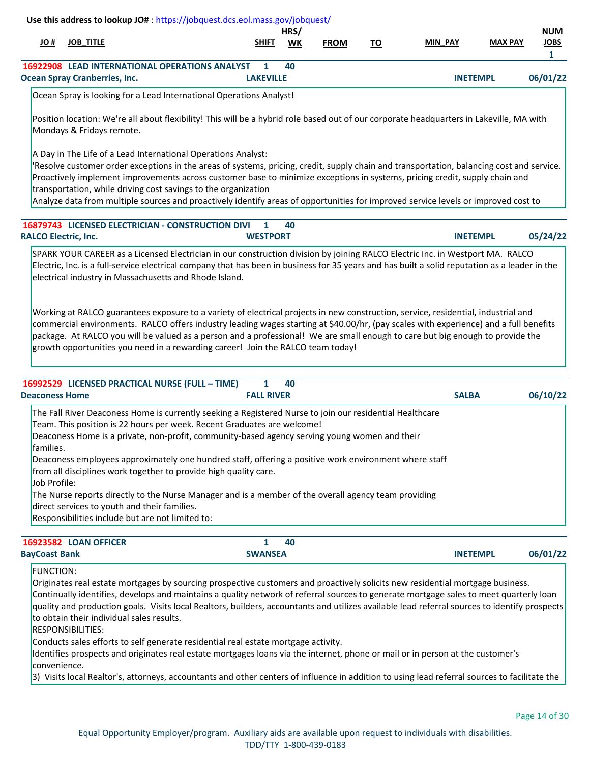Use this address to lookup JO# : https://jobquest.dcs.eol.mass.gov/jobquest/

| JO # | JOB_TITLE | SHIFT | HRS/ WK | FROM | TO | MIN_PAY | MAX PAY | NUM JOBS |
|---|---|---|---|---|---|---|---|---|
| 16922908 | LEAD INTERNATIONAL OPERATIONS ANALYST | 1 | 40 | | | | | 1 |

**Ocean Spray Cranberries, Inc.** — LAKEVILLE — INETEMPL — 06/01/22

Ocean Spray is looking for a Lead International Operations Analyst!

Position location: We're all about flexibility! This will be a hybrid role based out of our corporate headquarters in Lakeville, MA with Mondays & Fridays remote.

A Day in The Life of a Lead International Operations Analyst:
'Resolve customer order exceptions in the areas of systems, pricing, credit, supply chain and transportation, balancing cost and service.
Proactively implement improvements across customer base to minimize exceptions in systems, pricing credit, supply chain and transportation, while driving cost savings to the organization
Analyze data from multiple sources and proactively identify areas of opportunities for improved service levels or improved cost to

---

| JO # | JOB_TITLE | SHIFT | HRS/ WK | FROM | TO | MIN_PAY | MAX PAY | NUM JOBS |
|---|---|---|---|---|---|---|---|---|
| 16879743 | LICENSED ELECTRICIAN - CONSTRUCTION DIVI | 1 | 40 | | | | | |

**RALCO Electric, Inc.** — WESTPORT — INETEMPL — 05/24/22

SPARK YOUR CAREER as a Licensed Electrician in our construction division by joining RALCO Electric Inc. in Westport MA. RALCO Electric, Inc. is a full-service electrical company that has been in business for 35 years and has built a solid reputation as a leader in the electrical industry in Massachusetts and Rhode Island.

Working at RALCO guarantees exposure to a variety of electrical projects in new construction, service, residential, industrial and commercial environments. RALCO offers industry leading wages starting at $40.00/hr, (pay scales with experience) and a full benefits package. At RALCO you will be valued as a person and a professional! We are small enough to care but big enough to provide the growth opportunities you need in a rewarding career! Join the RALCO team today!

---

| JO # | JOB_TITLE | SHIFT | HRS/ WK | FROM | TO | MIN_PAY | MAX PAY | NUM JOBS |
|---|---|---|---|---|---|---|---|---|
| 16992529 | LICENSED PRACTICAL NURSE (FULL – TIME) | 1 | 40 | | | | | |

**Deaconess Home** — FALL RIVER — SALBA — 06/10/22

The Fall River Deaconess Home is currently seeking a Registered Nurse to join our residential Healthcare Team. This position is 22 hours per week. Recent Graduates are welcome!
Deaconess Home is a private, non-profit, community-based agency serving young women and their families.
Deaconess employees approximately one hundred staff, offering a positive work environment where staff from all disciplines work together to provide high quality care.
Job Profile:
The Nurse reports directly to the Nurse Manager and is a member of the overall agency team providing direct services to youth and their families.
Responsibilities include but are not limited to:

---

| JO # | JOB_TITLE | SHIFT | HRS/ WK | FROM | TO | MIN_PAY | MAX PAY | NUM JOBS |
|---|---|---|---|---|---|---|---|---|
| 16923582 | LOAN OFFICER | 1 | 40 | | | | | |

**BayCoast Bank** — SWANSEA — INETEMPL — 06/01/22

FUNCTION:
Originates real estate mortgages by sourcing prospective customers and proactively solicits new residential mortgage business.
Continually identifies, develops and maintains a quality network of referral sources to generate mortgage sales to meet quarterly loan quality and production goals. Visits local Realtors, builders, accountants and utilizes available lead referral sources to identify prospects to obtain their individual sales results.
RESPONSIBILITIES:
Conducts sales efforts to self generate residential real estate mortgage activity.
Identifies prospects and originates real estate mortgages loans via the internet, phone or mail or in person at the customer's convenience.
3) Visits local Realtor's, attorneys, accountants and other centers of influence in addition to using lead referral sources to facilitate the

Equal Opportunity Employer/program. Auxiliary aids are available upon request to individuals with disabilities.
TDD/TTY 1-800-439-0183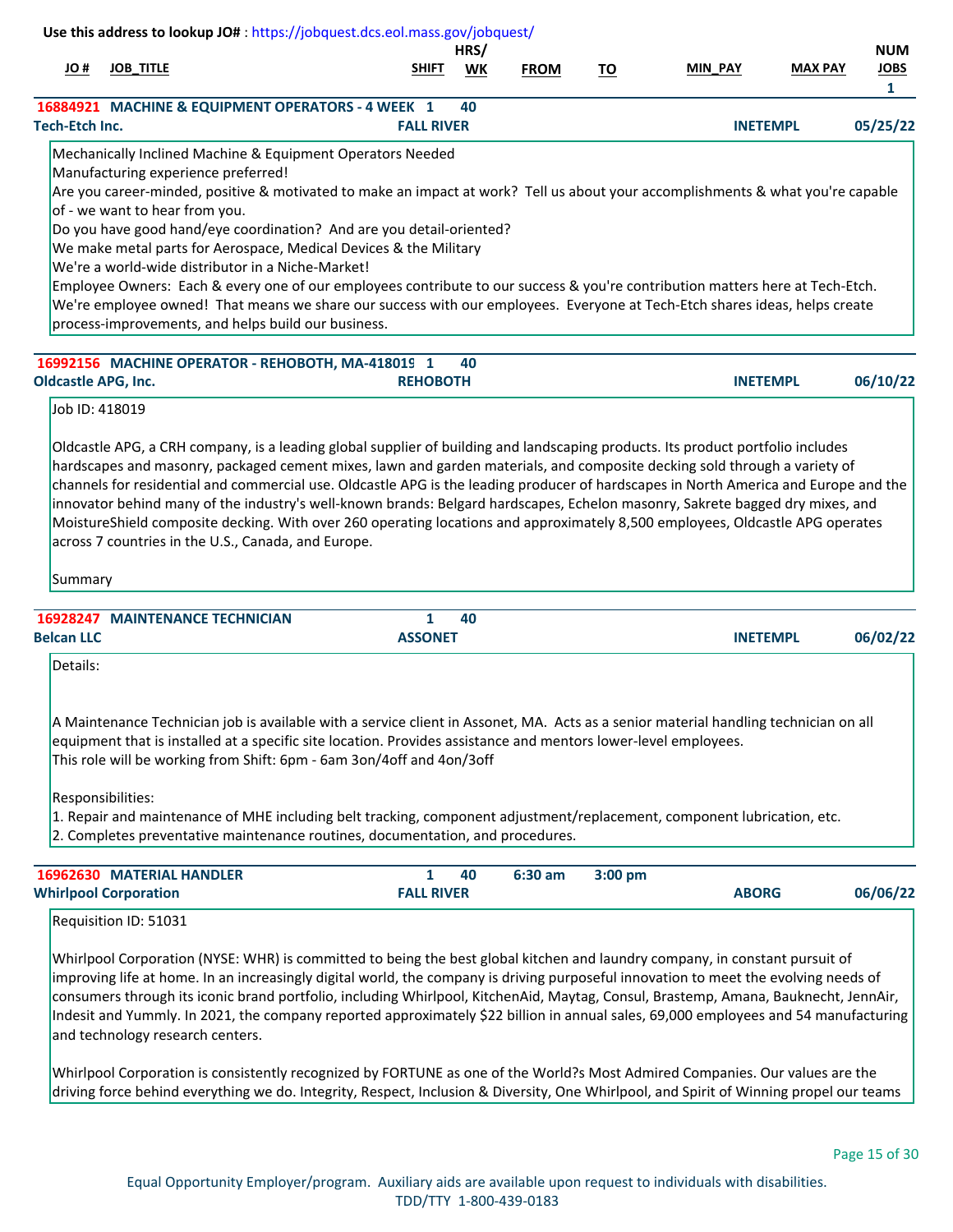Use this address to lookup JO# : https://jobquest.dcs.eol.mass.gov/jobquest/

| JO # | JOB_TITLE | SHIFT | HRS/WK | FROM | TO | MIN_PAY | MAX PAY | NUM JOBS |
|---|---|---|---|---|---|---|---|---|
| | | | | | | | | 1 |

**16884921 MACHINE & EQUIPMENT OPERATORS - 4 WEEK** | 1 | 40
**Tech-Etch Inc.** | **FALL RIVER** | **INETEMPL** | **05/25/22**

Mechanically Inclined Machine & Equipment Operators Needed
Manufacturing experience preferred!
Are you career-minded, positive & motivated to make an impact at work? Tell us about your accomplishments & what you're capable of - we want to hear from you.
Do you have good hand/eye coordination? And are you detail-oriented?
We make metal parts for Aerospace, Medical Devices & the Military
We're a world-wide distributor in a Niche-Market!
Employee Owners: Each & every one of our employees contribute to our success & you're contribution matters here at Tech-Etch. We're employee owned! That means we share our success with our employees. Everyone at Tech-Etch shares ideas, helps create process-improvements, and helps build our business.

---

**16992156 MACHINE OPERATOR - REHOBOTH, MA-418019** | 1 | 40
**Oldcastle APG, Inc.** | **REHOBOTH** | **INETEMPL** | **06/10/22**

Job ID: 418019

Oldcastle APG, a CRH company, is a leading global supplier of building and landscaping products. Its product portfolio includes hardscapes and masonry, packaged cement mixes, lawn and garden materials, and composite decking sold through a variety of channels for residential and commercial use. Oldcastle APG is the leading producer of hardscapes in North America and Europe and the innovator behind many of the industry's well-known brands: Belgard hardscapes, Echelon masonry, Sakrete bagged dry mixes, and MoistureShield composite decking. With over 260 operating locations and approximately 8,500 employees, Oldcastle APG operates across 7 countries in the U.S., Canada, and Europe.

Summary

---

**16928247 MAINTENANCE TECHNICIAN** | 1 | 40
**Belcan LLC** | **ASSONET** | **INETEMPL** | **06/02/22**

Details:

A Maintenance Technician job is available with a service client in Assonet, MA. Acts as a senior material handling technician on all equipment that is installed at a specific site location. Provides assistance and mentors lower-level employees.
This role will be working from Shift: 6pm - 6am 3on/4off and 4on/3off

Responsibilities:
1. Repair and maintenance of MHE including belt tracking, component adjustment/replacement, component lubrication, etc.
2. Completes preventative maintenance routines, documentation, and procedures.

---

**16962630 MATERIAL HANDLER** | 1 | 40 | 6:30 am | 3:00 pm
**Whirlpool Corporation** | **FALL RIVER** | **ABORG** | **06/06/22**

Requisition ID: 51031

Whirlpool Corporation (NYSE: WHR) is committed to being the best global kitchen and laundry company, in constant pursuit of improving life at home. In an increasingly digital world, the company is driving purposeful innovation to meet the evolving needs of consumers through its iconic brand portfolio, including Whirlpool, KitchenAid, Maytag, Consul, Brastemp, Amana, Bauknecht, JennAir, Indesit and Yummly. In 2021, the company reported approximately $22 billion in annual sales, 69,000 employees and 54 manufacturing and technology research centers.

Whirlpool Corporation is consistently recognized by FORTUNE as one of the World?s Most Admired Companies. Our values are the driving force behind everything we do. Integrity, Respect, Inclusion & Diversity, One Whirlpool, and Spirit of Winning propel our teams

Equal Opportunity Employer/program. Auxiliary aids are available upon request to individuals with disabilities.
TDD/TTY 1-800-439-0183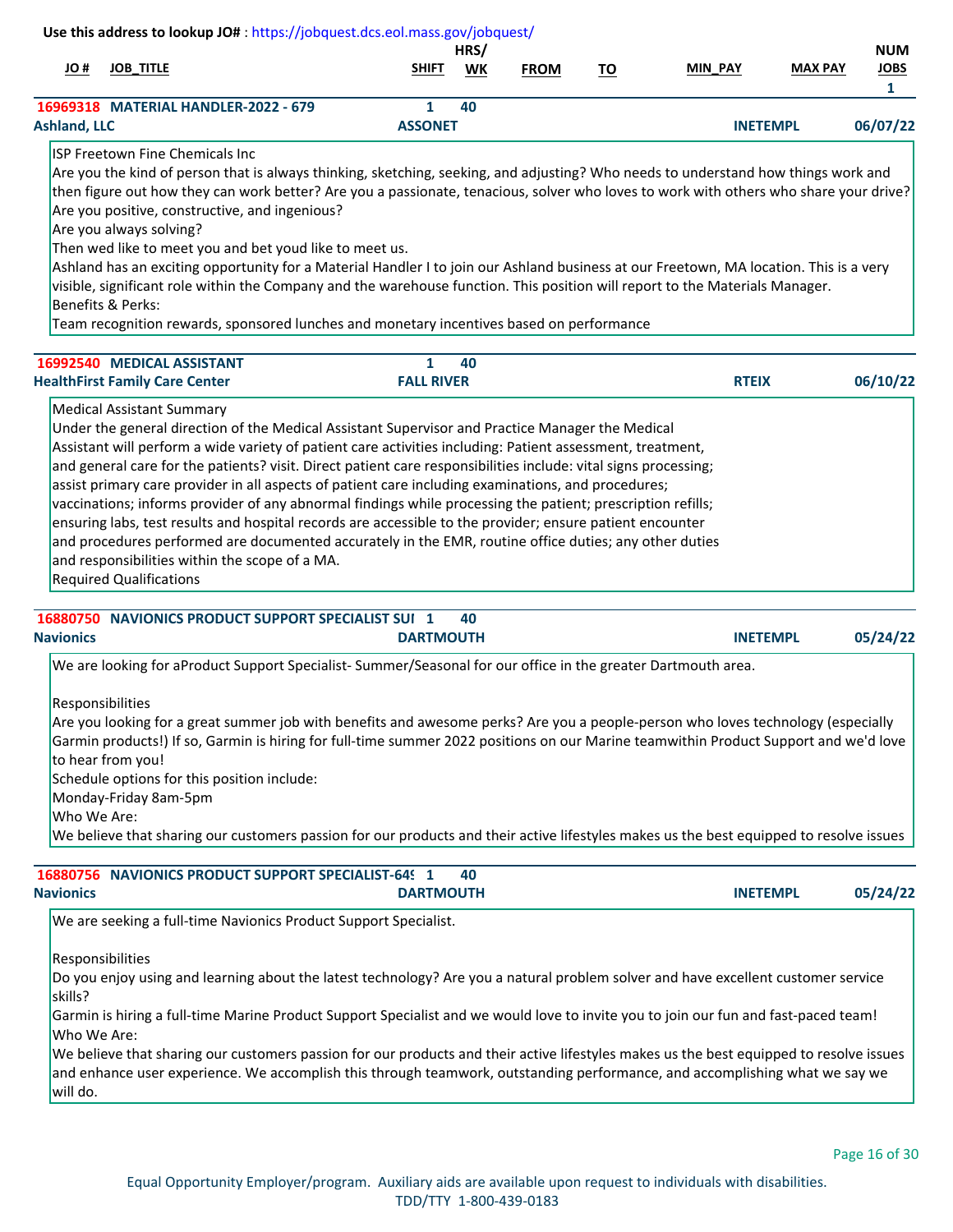Use this address to lookup JO# : https://jobquest.dcs.eol.mass.gov/jobquest/

| JO # | JOB_TITLE | SHIFT | HRS/ WK | FROM | TO | MIN_PAY | MAX PAY | NUM JOBS |
|---|---|---|---|---|---|---|---|---|
| | | | | | | | | 1 |

**16969318 MATERIAL HANDLER-2022 - 679** | 1 | 40
**Ashland, LLC** | **ASSONET** | **INETEMPL** | **06/07/22**

ISP Freetown Fine Chemicals Inc
Are you the kind of person that is always thinking, sketching, seeking, and adjusting? Who needs to understand how things work and then figure out how they can work better? Are you a passionate, tenacious, solver who loves to work with others who share your drive?
Are you positive, constructive, and ingenious?
Are you always solving?
Then wed like to meet you and bet youd like to meet us.
Ashland has an exciting opportunity for a Material Handler I to join our Ashland business at our Freetown, MA location. This is a very visible, significant role within the Company and the warehouse function. This position will report to the Materials Manager.
Benefits & Perks:
Team recognition rewards, sponsored lunches and monetary incentives based on performance

**16992540 MEDICAL ASSISTANT** | 1 | 40
**HealthFirst Family Care Center** | **FALL RIVER** | **RTEIX** | **06/10/22**

Medical Assistant Summary
Under the general direction of the Medical Assistant Supervisor and Practice Manager the Medical Assistant will perform a wide variety of patient care activities including: Patient assessment, treatment, and general care for the patients? visit. Direct patient care responsibilities include: vital signs processing; assist primary care provider in all aspects of patient care including examinations, and procedures; vaccinations; informs provider of any abnormal findings while processing the patient; prescription refills; ensuring labs, test results and hospital records are accessible to the provider; ensure patient encounter and procedures performed are documented accurately in the EMR, routine office duties; any other duties and responsibilities within the scope of a MA.
Required Qualifications

**16880750 NAVIONICS PRODUCT SUPPORT SPECIALIST SUI** | 1 | 40
**Navionics** | **DARTMOUTH** | **INETEMPL** | **05/24/22**

We are looking for aProduct Support Specialist- Summer/Seasonal for our office in the greater Dartmouth area.

Responsibilities
Are you looking for a great summer job with benefits and awesome perks? Are you a people-person who loves technology (especially Garmin products!) If so, Garmin is hiring for full-time summer 2022 positions on our Marine teamwithin Product Support and we'd love to hear from you!
Schedule options for this position include:
Monday-Friday 8am-5pm
Who We Are:
We believe that sharing our customers passion for our products and their active lifestyles makes us the best equipped to resolve issues

**16880756 NAVIONICS PRODUCT SUPPORT SPECIALIST-64** | 1 | 40
**Navionics** | **DARTMOUTH** | **INETEMPL** | **05/24/22**

We are seeking a full-time Navionics Product Support Specialist.

Responsibilities
Do you enjoy using and learning about the latest technology? Are you a natural problem solver and have excellent customer service skills?
Garmin is hiring a full-time Marine Product Support Specialist and we would love to invite you to join our fun and fast-paced team!
Who We Are:
We believe that sharing our customers passion for our products and their active lifestyles makes us the best equipped to resolve issues and enhance user experience. We accomplish this through teamwork, outstanding performance, and accomplishing what we say we will do.

Equal Opportunity Employer/program. Auxiliary aids are available upon request to individuals with disabilities.
TDD/TTY 1-800-439-0183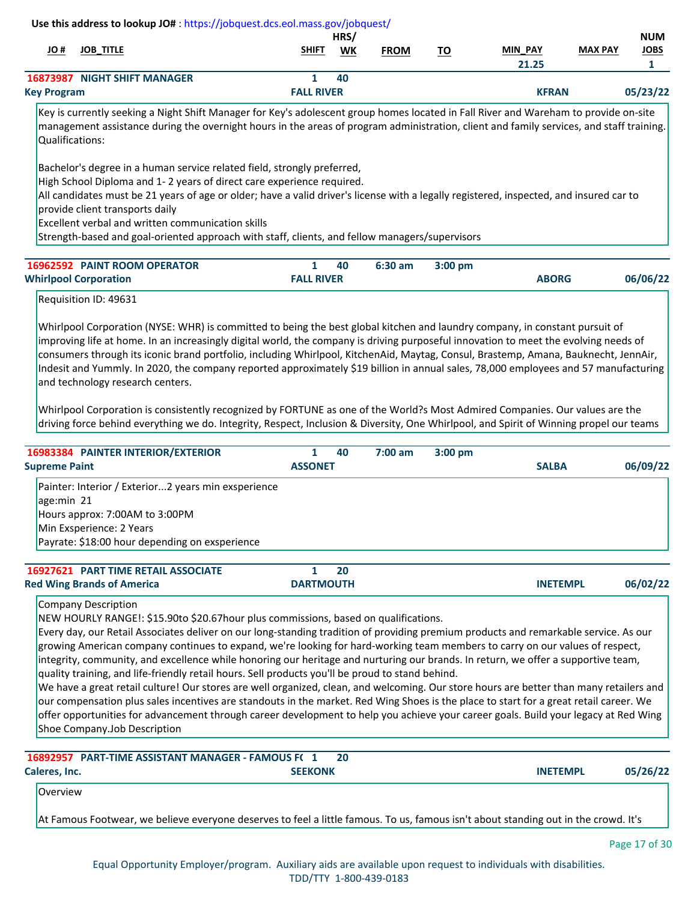**Use this address to lookup JO#** : https://jobquest.dcs.eol.mass.gov/jobquest/

| JO # | JOB_TITLE | SHIFT | HRS/ WK | FROM | TO | MIN_PAY | MAX PAY | NUM JOBS |
|---|---|---|---|---|---|---|---|---|
| 16873987 | NIGHT SHIFT MANAGER | 1 | 40 | | | 21.25 | | 1 |
| Key Program | | FALL RIVER | | | | KFRAN | | 05/23/22 |

Key is currently seeking a Night Shift Manager for Key's adolescent group homes located in Fall River and Wareham to provide on-site management assistance during the overnight hours in the areas of program administration, client and family services, and staff training.
Qualifications:

Bachelor's degree in a human service related field, strongly preferred,
High School Diploma and 1- 2 years of direct care experience required.
All candidates must be 21 years of age or older; have a valid driver's license with a legally registered, inspected, and insured car to provide client transports daily
Excellent verbal and written communication skills
Strength-based and goal-oriented approach with staff, clients, and fellow managers/supervisors

| JO # | JOB_TITLE | SHIFT | HRS/ WK | FROM | TO | MIN_PAY | MAX PAY | NUM JOBS |
|---|---|---|---|---|---|---|---|---|
| 16962592 | PAINT ROOM OPERATOR | 1 | 40 | 6:30 am | 3:00 pm | | | |
| Whirlpool Corporation | | FALL RIVER | | | | ABORG | | 06/06/22 |

Requisition ID: 49631

Whirlpool Corporation (NYSE: WHR) is committed to being the best global kitchen and laundry company, in constant pursuit of improving life at home. In an increasingly digital world, the company is driving purposeful innovation to meet the evolving needs of consumers through its iconic brand portfolio, including Whirlpool, KitchenAid, Maytag, Consul, Brastemp, Amana, Bauknecht, JennAir, Indesit and Yummly. In 2020, the company reported approximately $19 billion in annual sales, 78,000 employees and 57 manufacturing and technology research centers.

Whirlpool Corporation is consistently recognized by FORTUNE as one of the World?s Most Admired Companies. Our values are the driving force behind everything we do. Integrity, Respect, Inclusion & Diversity, One Whirlpool, and Spirit of Winning propel our teams

| JO # | JOB_TITLE | SHIFT | HRS/ WK | FROM | TO | MIN_PAY | MAX PAY | NUM JOBS |
|---|---|---|---|---|---|---|---|---|
| 16983384 | PAINTER INTERIOR/EXTERIOR | 1 | 40 | 7:00 am | 3:00 pm | | | |
| Supreme Paint | | ASSONET | | | | SALBA | | 06/09/22 |

Painter: Interior / Exterior...2 years min exsperience
age:min 21
Hours approx: 7:00AM to 3:00PM
Min Exsperience: 2 Years
Payrate: $18:00 hour depending on exsperience

| JO # | JOB_TITLE | SHIFT | HRS/ WK | FROM | TO | MIN_PAY | MAX PAY | NUM JOBS |
|---|---|---|---|---|---|---|---|---|
| 16927621 | PART TIME RETAIL ASSOCIATE | 1 | 20 | | | | | |
| Red Wing Brands of America | | DARTMOUTH | | | | INETEMPL | | 06/02/22 |

Company Description
NEW HOURLY RANGE!: $15.90to $20.67hour plus commissions, based on qualifications.
Every day, our Retail Associates deliver on our long-standing tradition of providing premium products and remarkable service. As our growing American company continues to expand, we're looking for hard-working team members to carry on our values of respect, integrity, community, and excellence while honoring our heritage and nurturing our brands. In return, we offer a supportive team, quality training, and life-friendly retail hours. Sell products you'll be proud to stand behind.
We have a great retail culture! Our stores are well organized, clean, and welcoming. Our store hours are better than many retailers and our compensation plus sales incentives are standouts in the market. Red Wing Shoes is the place to start for a great retail career. We offer opportunities for advancement through career development to help you achieve your career goals. Build your legacy at Red Wing Shoe Company.Job Description

| JO # | JOB_TITLE | SHIFT | HRS/ WK | FROM | TO | MIN_PAY | MAX PAY | NUM JOBS |
|---|---|---|---|---|---|---|---|---|
| 16892957 | PART-TIME ASSISTANT MANAGER - FAMOUS F( | 1 | 20 | | | | | |
| Caleres, Inc. | | SEEKONK | | | | INETEMPL | | 05/26/22 |

Overview

At Famous Footwear, we believe everyone deserves to feel a little famous. To us, famous isn't about standing out in the crowd. It's

Equal Opportunity Employer/program. Auxiliary aids are available upon request to individuals with disabilities.
TDD/TTY 1-800-439-0183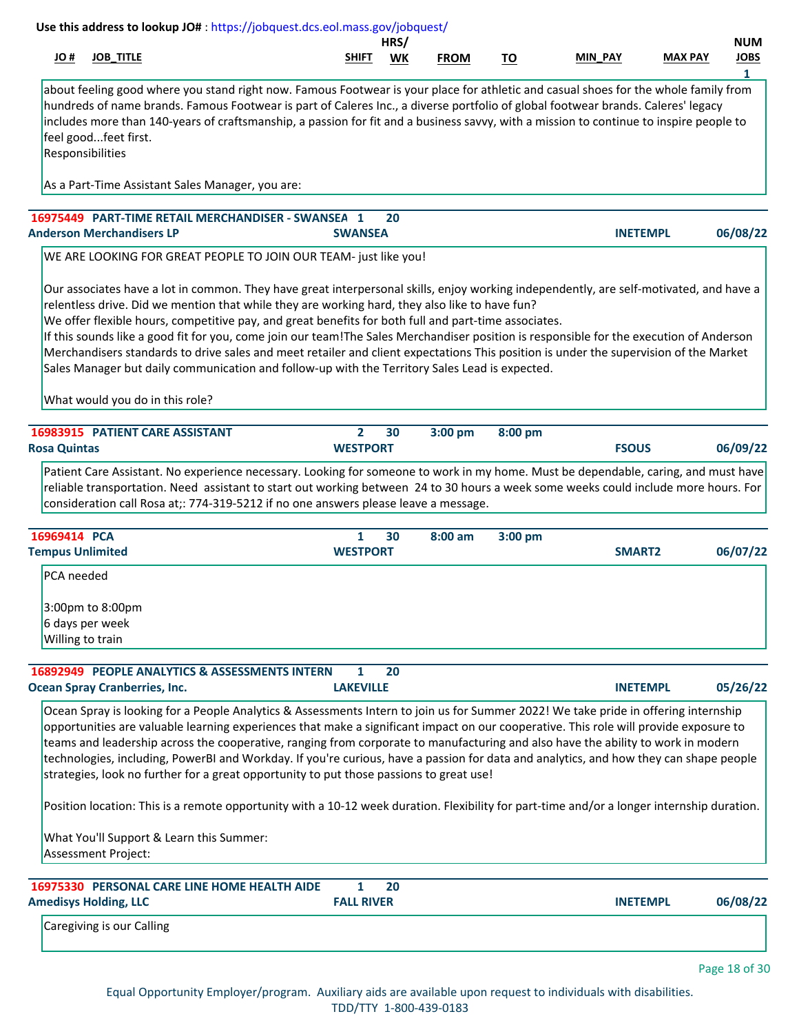Use this address to lookup JO# : https://jobquest.dcs.eol.mass.gov/jobquest/

| JO # | JOB_TITLE | SHIFT | HRS/WK | FROM | TO | MIN_PAY | MAX PAY | NUM JOBS |
|---|---|---|---|---|---|---|---|---|
| | | | | | | | | 1 |

about feeling good where you stand right now. Famous Footwear is your place for athletic and casual shoes for the whole family from hundreds of name brands. Famous Footwear is part of Caleres Inc., a diverse portfolio of global footwear brands. Caleres' legacy includes more than 140-years of craftsmanship, a passion for fit and a business savvy, with a mission to continue to inspire people to feel good...feet first.
Responsibilities

As a Part-Time Assistant Sales Manager, you are:

---

**16975449 PART-TIME RETAIL MERCHANDISER - SWANSEA** | Shift: 1 | Hrs/Wk: 20
**Anderson Merchandisers LP** | SWANSEA | INETEMPL | 06/08/22

WE ARE LOOKING FOR GREAT PEOPLE TO JOIN OUR TEAM- just like you!

Our associates have a lot in common. They have great interpersonal skills, enjoy working independently, are self-motivated, and have a relentless drive. Did we mention that while they are working hard, they also like to have fun?
We offer flexible hours, competitive pay, and great benefits for both full and part-time associates.
If this sounds like a good fit for you, come join our team!The Sales Merchandiser position is responsible for the execution of Anderson Merchandisers standards to drive sales and meet retailer and client expectations This position is under the supervision of the Market Sales Manager but daily communication and follow-up with the Territory Sales Lead is expected.

What would you do in this role?

---

**16983915 PATIENT CARE ASSISTANT** | Shift: 2 | Hrs/Wk: 30 | From: 3:00 pm | To: 8:00 pm
**Rosa Quintas** | WESTPORT | FSOUS | 06/09/22

Patient Care Assistant. No experience necessary. Looking for someone to work in my home. Must be dependable, caring, and must have reliable transportation. Need assistant to start out working between 24 to 30 hours a week some weeks could include more hours. For consideration call Rosa at;: 774-319-5212 if no one answers please leave a message.

---

**16969414 PCA** | Shift: 1 | Hrs/Wk: 30 | From: 8:00 am | To: 3:00 pm
**Tempus Unlimited** | WESTPORT | SMART2 | 06/07/22

PCA needed

3:00pm to 8:00pm
6 days per week
Willing to train

---

**16892949 PEOPLE ANALYTICS & ASSESSMENTS INTERN** | Shift: 1 | Hrs/Wk: 20
**Ocean Spray Cranberries, Inc.** | LAKEVILLE | INETEMPL | 05/26/22

Ocean Spray is looking for a People Analytics & Assessments Intern to join us for Summer 2022! We take pride in offering internship opportunities are valuable learning experiences that make a significant impact on our cooperative. This role will provide exposure to teams and leadership across the cooperative, ranging from corporate to manufacturing and also have the ability to work in modern technologies, including, PowerBI and Workday. If you're curious, have a passion for data and analytics, and how they can shape people strategies, look no further for a great opportunity to put those passions to great use!

Position location: This is a remote opportunity with a 10-12 week duration. Flexibility for part-time and/or a longer internship duration.

What You'll Support & Learn this Summer:
Assessment Project:

---

**16975330 PERSONAL CARE LINE HOME HEALTH AIDE** | Shift: 1 | Hrs/Wk: 20
**Amedisys Holding, LLC** | FALL RIVER | INETEMPL | 06/08/22

Caregiving is our Calling

Equal Opportunity Employer/program. Auxiliary aids are available upon request to individuals with disabilities.
TDD/TTY 1-800-439-0183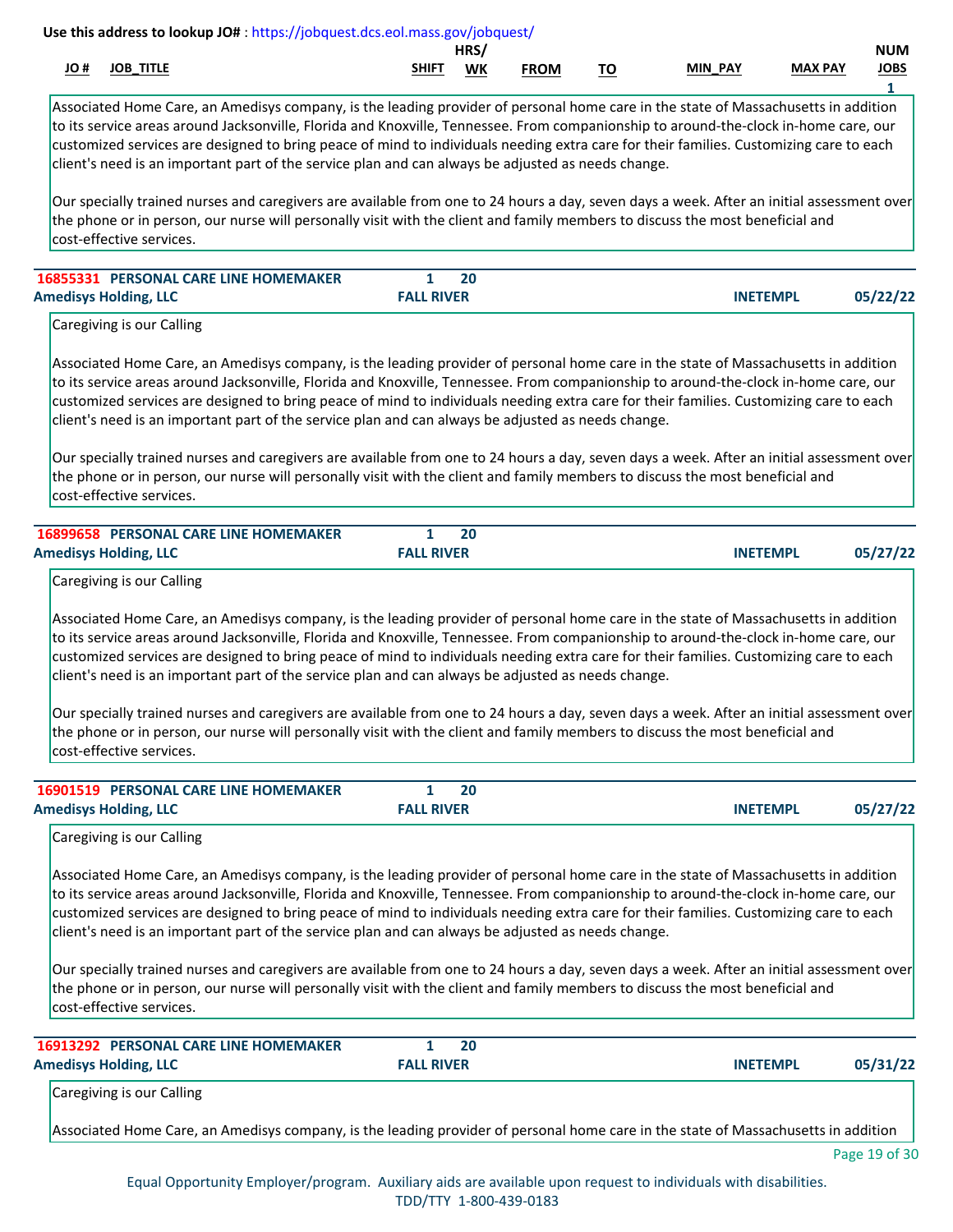Use this address to lookup JO# : https://jobquest.dcs.eol.mass.gov/jobquest/

| JO # | JOB_TITLE | SHIFT | HRS/WK | FROM | TO | MIN_PAY | MAX PAY | NUM JOBS |
|---|---|---|---|---|---|---|---|---|
| | | | | | | | | 1 |

Associated Home Care, an Amedisys company, is the leading provider of personal home care in the state of Massachusetts in addition to its service areas around Jacksonville, Florida and Knoxville, Tennessee. From companionship to around-the-clock in-home care, our customized services are designed to bring peace of mind to individuals needing extra care for their families. Customizing care to each client's need is an important part of the service plan and can always be adjusted as needs change.

Our specially trained nurses and caregivers are available from one to 24 hours a day, seven days a week. After an initial assessment over the phone or in person, our nurse will personally visit with the client and family members to discuss the most beneficial and cost-effective services.

---

**16855331 PERSONAL CARE LINE HOMEMAKER** — Shift: 1 — Hrs/Wk: 20
**Amedisys Holding, LLC** — FALL RIVER — INETEMPL — 05/22/22

Caregiving is our Calling

Associated Home Care, an Amedisys company, is the leading provider of personal home care in the state of Massachusetts in addition to its service areas around Jacksonville, Florida and Knoxville, Tennessee. From companionship to around-the-clock in-home care, our customized services are designed to bring peace of mind to individuals needing extra care for their families. Customizing care to each client's need is an important part of the service plan and can always be adjusted as needs change.

Our specially trained nurses and caregivers are available from one to 24 hours a day, seven days a week. After an initial assessment over the phone or in person, our nurse will personally visit with the client and family members to discuss the most beneficial and cost-effective services.

---

**16899658 PERSONAL CARE LINE HOMEMAKER** — Shift: 1 — Hrs/Wk: 20
**Amedisys Holding, LLC** — FALL RIVER — INETEMPL — 05/27/22

Caregiving is our Calling

Associated Home Care, an Amedisys company, is the leading provider of personal home care in the state of Massachusetts in addition to its service areas around Jacksonville, Florida and Knoxville, Tennessee. From companionship to around-the-clock in-home care, our customized services are designed to bring peace of mind to individuals needing extra care for their families. Customizing care to each client's need is an important part of the service plan and can always be adjusted as needs change.

Our specially trained nurses and caregivers are available from one to 24 hours a day, seven days a week. After an initial assessment over the phone or in person, our nurse will personally visit with the client and family members to discuss the most beneficial and cost-effective services.

---

**16901519 PERSONAL CARE LINE HOMEMAKER** — Shift: 1 — Hrs/Wk: 20
**Amedisys Holding, LLC** — FALL RIVER — INETEMPL — 05/27/22

Caregiving is our Calling

Associated Home Care, an Amedisys company, is the leading provider of personal home care in the state of Massachusetts in addition to its service areas around Jacksonville, Florida and Knoxville, Tennessee. From companionship to around-the-clock in-home care, our customized services are designed to bring peace of mind to individuals needing extra care for their families. Customizing care to each client's need is an important part of the service plan and can always be adjusted as needs change.

Our specially trained nurses and caregivers are available from one to 24 hours a day, seven days a week. After an initial assessment over the phone or in person, our nurse will personally visit with the client and family members to discuss the most beneficial and cost-effective services.

---

**16913292 PERSONAL CARE LINE HOMEMAKER** — Shift: 1 — Hrs/Wk: 20
**Amedisys Holding, LLC** — FALL RIVER — INETEMPL — 05/31/22

Caregiving is our Calling

Associated Home Care, an Amedisys company, is the leading provider of personal home care in the state of Massachusetts in addition

Equal Opportunity Employer/program. Auxiliary aids are available upon request to individuals with disabilities. TDD/TTY 1-800-439-0183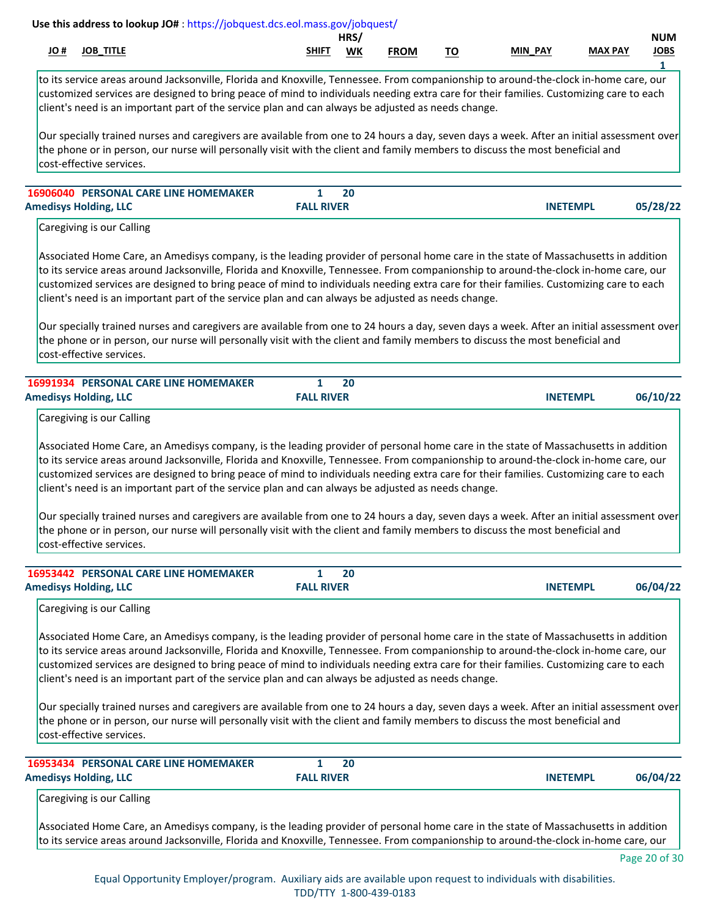Use this address to lookup JO# : https://jobquest.dcs.eol.mass.gov/jobquest/

| JO # | JOB_TITLE | SHIFT | HRS/ WK | FROM | TO | MIN_PAY | MAX PAY | NUM JOBS |
|---|---|---|---|---|---|---|---|---|
| | | | | | | | | 1 |

to its service areas around Jacksonville, Florida and Knoxville, Tennessee. From companionship to around-the-clock in-home care, our customized services are designed to bring peace of mind to individuals needing extra care for their families. Customizing care to each client's need is an important part of the service plan and can always be adjusted as needs change.

Our specially trained nurses and caregivers are available from one to 24 hours a day, seven days a week. After an initial assessment over the phone or in person, our nurse will personally visit with the client and family members to discuss the most beneficial and cost-effective services.

---

**16906040 PERSONAL CARE LINE HOMEMAKER** | 1 | 20
**Amedisys Holding, LLC** | **FALL RIVER** | **INETEMPL** | **05/28/22**

Caregiving is our Calling

Associated Home Care, an Amedisys company, is the leading provider of personal home care in the state of Massachusetts in addition to its service areas around Jacksonville, Florida and Knoxville, Tennessee. From companionship to around-the-clock in-home care, our customized services are designed to bring peace of mind to individuals needing extra care for their families. Customizing care to each client's need is an important part of the service plan and can always be adjusted as needs change.

Our specially trained nurses and caregivers are available from one to 24 hours a day, seven days a week. After an initial assessment over the phone or in person, our nurse will personally visit with the client and family members to discuss the most beneficial and cost-effective services.

---

**16991934 PERSONAL CARE LINE HOMEMAKER** | 1 | 20
**Amedisys Holding, LLC** | **FALL RIVER** | **INETEMPL** | **06/10/22**

Caregiving is our Calling

Associated Home Care, an Amedisys company, is the leading provider of personal home care in the state of Massachusetts in addition to its service areas around Jacksonville, Florida and Knoxville, Tennessee. From companionship to around-the-clock in-home care, our customized services are designed to bring peace of mind to individuals needing extra care for their families. Customizing care to each client's need is an important part of the service plan and can always be adjusted as needs change.

Our specially trained nurses and caregivers are available from one to 24 hours a day, seven days a week. After an initial assessment over the phone or in person, our nurse will personally visit with the client and family members to discuss the most beneficial and cost-effective services.

---

**16953442 PERSONAL CARE LINE HOMEMAKER** | 1 | 20
**Amedisys Holding, LLC** | **FALL RIVER** | **INETEMPL** | **06/04/22**

Caregiving is our Calling

Associated Home Care, an Amedisys company, is the leading provider of personal home care in the state of Massachusetts in addition to its service areas around Jacksonville, Florida and Knoxville, Tennessee. From companionship to around-the-clock in-home care, our customized services are designed to bring peace of mind to individuals needing extra care for their families. Customizing care to each client's need is an important part of the service plan and can always be adjusted as needs change.

Our specially trained nurses and caregivers are available from one to 24 hours a day, seven days a week. After an initial assessment over the phone or in person, our nurse will personally visit with the client and family members to discuss the most beneficial and cost-effective services.

---

**16953434 PERSONAL CARE LINE HOMEMAKER** | 1 | 20
**Amedisys Holding, LLC** | **FALL RIVER** | **INETEMPL** | **06/04/22**

Caregiving is our Calling

Associated Home Care, an Amedisys company, is the leading provider of personal home care in the state of Massachusetts in addition to its service areas around Jacksonville, Florida and Knoxville, Tennessee. From companionship to around-the-clock in-home care, our

Equal Opportunity Employer/program. Auxiliary aids are available upon request to individuals with disabilities.
TDD/TTY 1-800-439-0183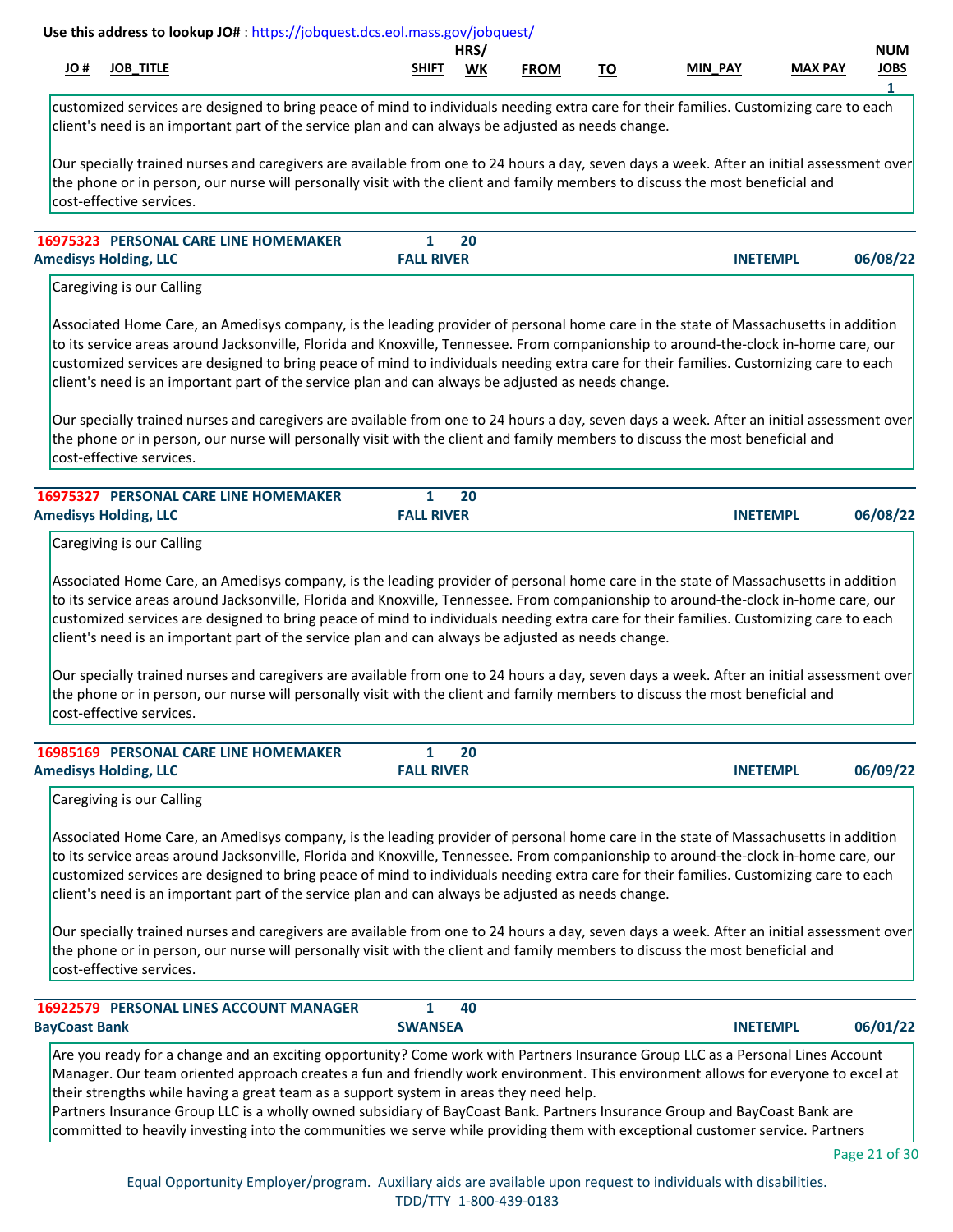Use this address to lookup JO# : https://jobquest.dcs.eol.mass.gov/jobquest/

| JO # | JOB_TITLE | SHIFT | HRS/WK | FROM | TO | MIN_PAY | MAX PAY | NUM JOBS |
|---|---|---|---|---|---|---|---|---|

customized services are designed to bring peace of mind to individuals needing extra care for their families. Customizing care to each client's need is an important part of the service plan and can always be adjusted as needs change.

Our specially trained nurses and caregivers are available from one to 24 hours a day, seven days a week. After an initial assessment over the phone or in person, our nurse will personally visit with the client and family members to discuss the most beneficial and cost-effective services.

**16975323 PERSONAL CARE LINE HOMEMAKER** 1 20 1
**Amedisys Holding, LLC** FALL RIVER INETEMPL 06/08/22

Caregiving is our Calling

Associated Home Care, an Amedisys company, is the leading provider of personal home care in the state of Massachusetts in addition to its service areas around Jacksonville, Florida and Knoxville, Tennessee. From companionship to around-the-clock in-home care, our customized services are designed to bring peace of mind to individuals needing extra care for their families. Customizing care to each client's need is an important part of the service plan and can always be adjusted as needs change.

Our specially trained nurses and caregivers are available from one to 24 hours a day, seven days a week. After an initial assessment over the phone or in person, our nurse will personally visit with the client and family members to discuss the most beneficial and cost-effective services.

**16975327 PERSONAL CARE LINE HOMEMAKER** 1 20
**Amedisys Holding, LLC** FALL RIVER INETEMPL 06/08/22

Caregiving is our Calling

Associated Home Care, an Amedisys company, is the leading provider of personal home care in the state of Massachusetts in addition to its service areas around Jacksonville, Florida and Knoxville, Tennessee. From companionship to around-the-clock in-home care, our customized services are designed to bring peace of mind to individuals needing extra care for their families. Customizing care to each client's need is an important part of the service plan and can always be adjusted as needs change.

Our specially trained nurses and caregivers are available from one to 24 hours a day, seven days a week. After an initial assessment over the phone or in person, our nurse will personally visit with the client and family members to discuss the most beneficial and cost-effective services.

**16985169 PERSONAL CARE LINE HOMEMAKER** 1 20
**Amedisys Holding, LLC** FALL RIVER INETEMPL 06/09/22

Caregiving is our Calling

Associated Home Care, an Amedisys company, is the leading provider of personal home care in the state of Massachusetts in addition to its service areas around Jacksonville, Florida and Knoxville, Tennessee. From companionship to around-the-clock in-home care, our customized services are designed to bring peace of mind to individuals needing extra care for their families. Customizing care to each client's need is an important part of the service plan and can always be adjusted as needs change.

Our specially trained nurses and caregivers are available from one to 24 hours a day, seven days a week. After an initial assessment over the phone or in person, our nurse will personally visit with the client and family members to discuss the most beneficial and cost-effective services.

**16922579 PERSONAL LINES ACCOUNT MANAGER** 1 40
**BayCoast Bank** SWANSEA INETEMPL 06/01/22

Are you ready for a change and an exciting opportunity? Come work with Partners Insurance Group LLC as a Personal Lines Account Manager. Our team oriented approach creates a fun and friendly work environment. This environment allows for everyone to excel at their strengths while having a great team as a support system in areas they need help.
Partners Insurance Group LLC is a wholly owned subsidiary of BayCoast Bank. Partners Insurance Group and BayCoast Bank are committed to heavily investing into the communities we serve while providing them with exceptional customer service. Partners

Equal Opportunity Employer/program. Auxiliary aids are available upon request to individuals with disabilities.
TDD/TTY 1-800-439-0183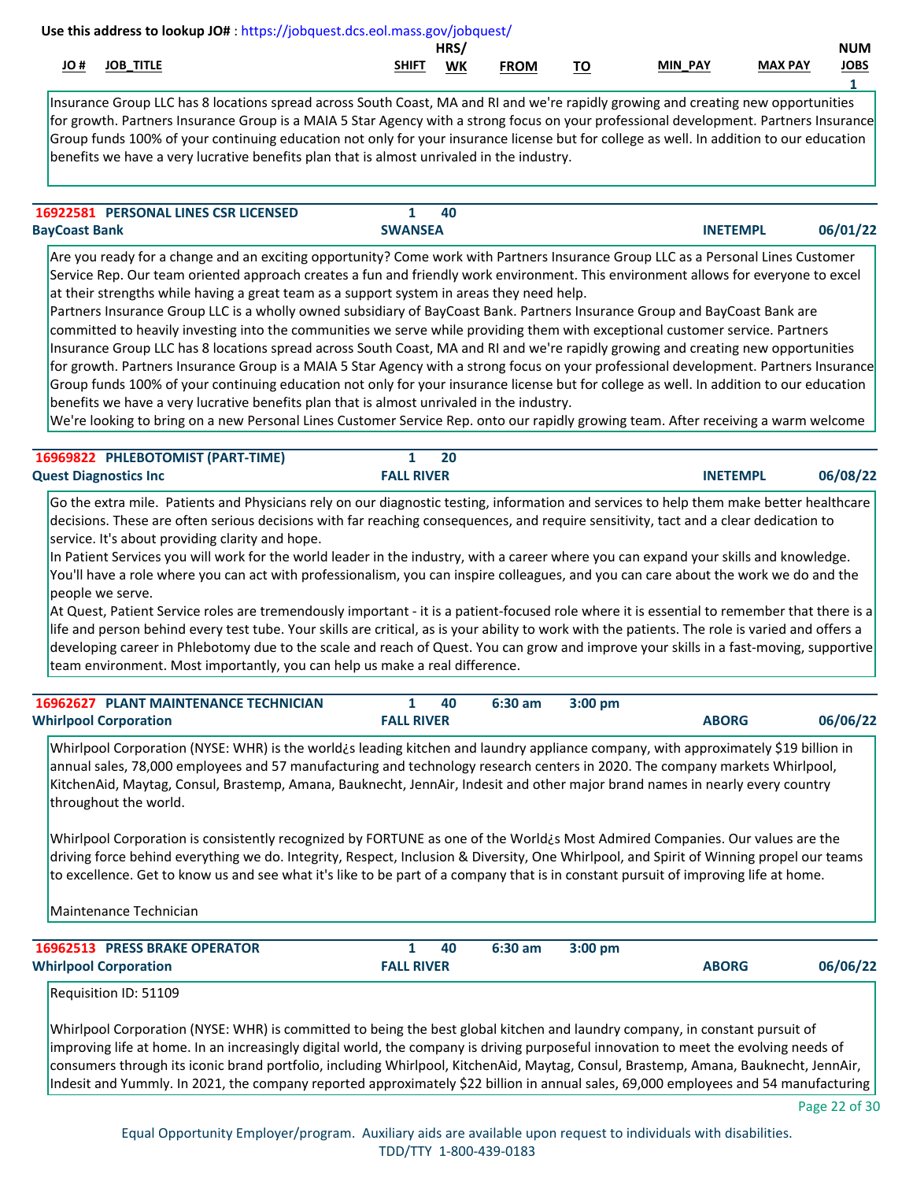Use this address to lookup JO# : https://jobquest.dcs.eol.mass.gov/jobquest/

| JO # | JOB_TITLE | SHIFT | HRS/WK | FROM | TO | MIN_PAY | MAX PAY | NUM JOBS |
|---|---|---|---|---|---|---|---|---|
| | | | | | | | | 1 |

Insurance Group LLC has 8 locations spread across South Coast, MA and RI and we're rapidly growing and creating new opportunities for growth. Partners Insurance Group is a MAIA 5 Star Agency with a strong focus on your professional development. Partners Insurance Group funds 100% of your continuing education not only for your insurance license but for college as well. In addition to our education benefits we have a very lucrative benefits plan that is almost unrivaled in the industry.

---

**16922581 PERSONAL LINES CSR LICENSED** — Shift: 1 — Hrs/Wk: 40
**BayCoast Bank** — SWANSEA — INETEMPL — 06/01/22

Are you ready for a change and an exciting opportunity? Come work with Partners Insurance Group LLC as a Personal Lines Customer Service Rep. Our team oriented approach creates a fun and friendly work environment. This environment allows for everyone to excel at their strengths while having a great team as a support system in areas they need help.
Partners Insurance Group LLC is a wholly owned subsidiary of BayCoast Bank. Partners Insurance Group and BayCoast Bank are committed to heavily investing into the communities we serve while providing them with exceptional customer service. Partners Insurance Group LLC has 8 locations spread across South Coast, MA and RI and we're rapidly growing and creating new opportunities for growth. Partners Insurance Group is a MAIA 5 Star Agency with a strong focus on your professional development. Partners Insurance Group funds 100% of your continuing education not only for your insurance license but for college as well. In addition to our education benefits we have a very lucrative benefits plan that is almost unrivaled in the industry.
We're looking to bring on a new Personal Lines Customer Service Rep. onto our rapidly growing team. After receiving a warm welcome

---

**16969822 PHLEBOTOMIST (PART-TIME)** — Shift: 1 — Hrs/Wk: 20
**Quest Diagnostics Inc** — FALL RIVER — INETEMPL — 06/08/22

Go the extra mile. Patients and Physicians rely on our diagnostic testing, information and services to help them make better healthcare decisions. These are often serious decisions with far reaching consequences, and require sensitivity, tact and a clear dedication to service. It's about providing clarity and hope.
In Patient Services you will work for the world leader in the industry, with a career where you can expand your skills and knowledge. You'll have a role where you can act with professionalism, you can inspire colleagues, and you can care about the work we do and the people we serve.
At Quest, Patient Service roles are tremendously important - it is a patient-focused role where it is essential to remember that there is a life and person behind every test tube. Your skills are critical, as is your ability to work with the patients. The role is varied and offers a developing career in Phlebotomy due to the scale and reach of Quest. You can grow and improve your skills in a fast-moving, supportive team environment. Most importantly, you can help us make a real difference.

---

**16962627 PLANT MAINTENANCE TECHNICIAN** — Shift: 1 — Hrs/Wk: 40 — From: 6:30 am — To: 3:00 pm
**Whirlpool Corporation** — FALL RIVER — ABORG — 06/06/22

Whirlpool Corporation (NYSE: WHR) is the world¿s leading kitchen and laundry appliance company, with approximately $19 billion in annual sales, 78,000 employees and 57 manufacturing and technology research centers in 2020. The company markets Whirlpool, KitchenAid, Maytag, Consul, Brastemp, Amana, Bauknecht, JennAir, Indesit and other major brand names in nearly every country throughout the world.

Whirlpool Corporation is consistently recognized by FORTUNE as one of the World¿s Most Admired Companies. Our values are the driving force behind everything we do. Integrity, Respect, Inclusion & Diversity, One Whirlpool, and Spirit of Winning propel our teams to excellence. Get to know us and see what it's like to be part of a company that is in constant pursuit of improving life at home.

Maintenance Technician

---

**16962513 PRESS BRAKE OPERATOR** — Shift: 1 — Hrs/Wk: 40 — From: 6:30 am — To: 3:00 pm
**Whirlpool Corporation** — FALL RIVER — ABORG — 06/06/22

Requisition ID: 51109

Whirlpool Corporation (NYSE: WHR) is committed to being the best global kitchen and laundry company, in constant pursuit of improving life at home. In an increasingly digital world, the company is driving purposeful innovation to meet the evolving needs of consumers through its iconic brand portfolio, including Whirlpool, KitchenAid, Maytag, Consul, Brastemp, Amana, Bauknecht, JennAir, Indesit and Yummly. In 2021, the company reported approximately $22 billion in annual sales, 69,000 employees and 54 manufacturing

Equal Opportunity Employer/program. Auxiliary aids are available upon request to individuals with disabilities.
TDD/TTY 1-800-439-0183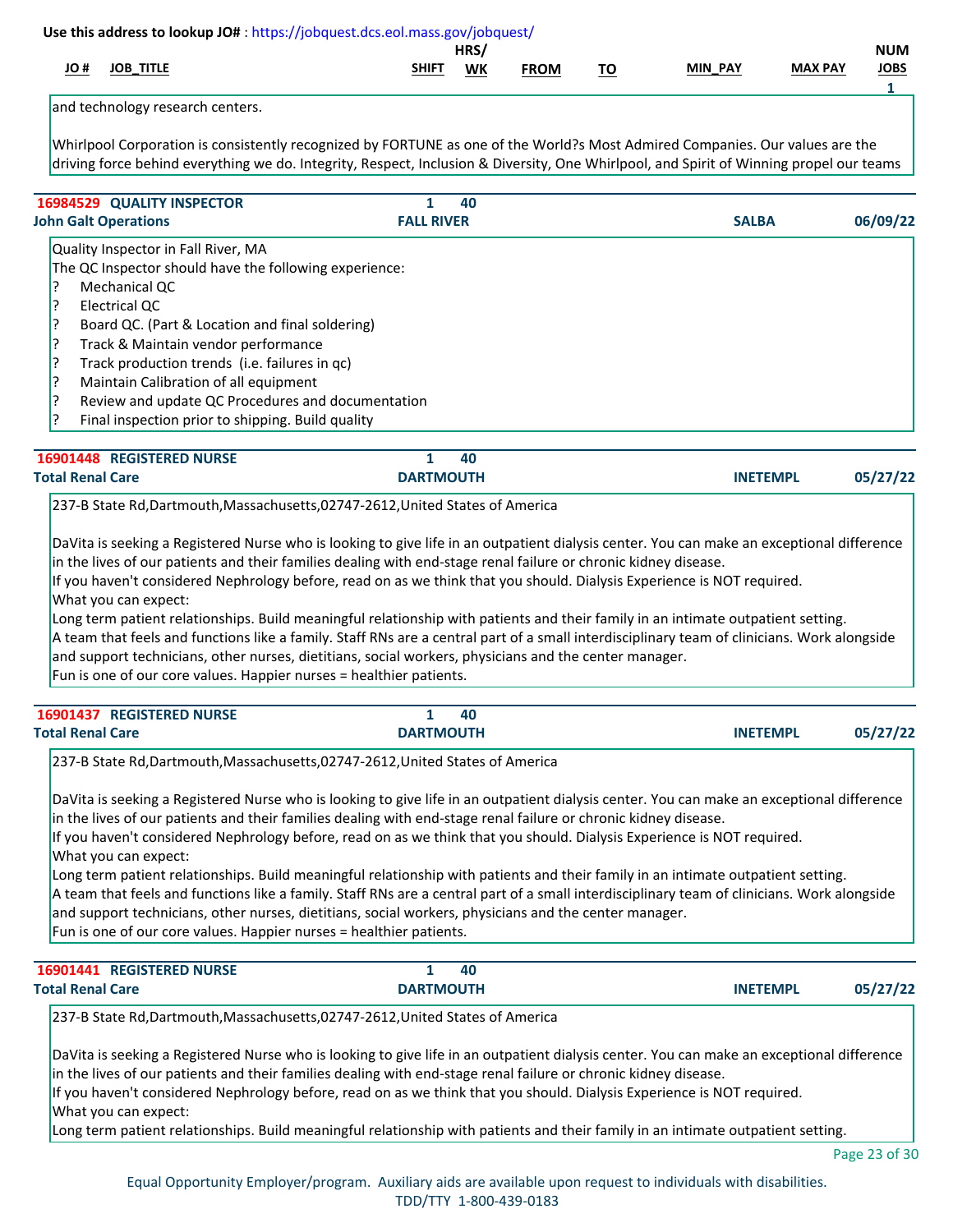Use this address to lookup JO# : https://jobquest.dcs.eol.mass.gov/jobquest/

| JO # | JOB_TITLE | SHIFT | HRS/WK | FROM | TO | MIN_PAY | MAX PAY | NUM JOBS |
|---|---|---|---|---|---|---|---|---|

and technology research centers.

Whirlpool Corporation is consistently recognized by FORTUNE as one of the World?s Most Admired Companies. Our values are the driving force behind everything we do. Integrity, Respect, Inclusion & Diversity, One Whirlpool, and Spirit of Winning propel our teams

---

**16984529 QUALITY INSPECTOR** | 1 | 40 | | | | | 1
**John Galt Operations** | **FALL RIVER** | **SALBA** | **06/09/22**

Quality Inspector in Fall River, MA
The QC Inspector should have the following experience:
? Mechanical QC
? Electrical QC
? Board QC. (Part & Location and final soldering)
? Track & Maintain vendor performance
? Track production trends (i.e. failures in qc)
? Maintain Calibration of all equipment
? Review and update QC Procedures and documentation
? Final inspection prior to shipping. Build quality

---

**16901448 REGISTERED NURSE** | 1 | 40
**Total Renal Care** | **DARTMOUTH** | **INETEMPL** | **05/27/22**

237-B State Rd,Dartmouth,Massachusetts,02747-2612,United States of America

DaVita is seeking a Registered Nurse who is looking to give life in an outpatient dialysis center. You can make an exceptional difference in the lives of our patients and their families dealing with end-stage renal failure or chronic kidney disease.
If you haven't considered Nephrology before, read on as we think that you should. Dialysis Experience is NOT required.
What you can expect:
Long term patient relationships. Build meaningful relationship with patients and their family in an intimate outpatient setting.
A team that feels and functions like a family. Staff RNs are a central part of a small interdisciplinary team of clinicians. Work alongside and support technicians, other nurses, dietitians, social workers, physicians and the center manager.
Fun is one of our core values. Happier nurses = healthier patients.

---

**16901437 REGISTERED NURSE** | 1 | 40
**Total Renal Care** | **DARTMOUTH** | **INETEMPL** | **05/27/22**

237-B State Rd,Dartmouth,Massachusetts,02747-2612,United States of America

DaVita is seeking a Registered Nurse who is looking to give life in an outpatient dialysis center. You can make an exceptional difference in the lives of our patients and their families dealing with end-stage renal failure or chronic kidney disease.
If you haven't considered Nephrology before, read on as we think that you should. Dialysis Experience is NOT required.
What you can expect:
Long term patient relationships. Build meaningful relationship with patients and their family in an intimate outpatient setting.
A team that feels and functions like a family. Staff RNs are a central part of a small interdisciplinary team of clinicians. Work alongside and support technicians, other nurses, dietitians, social workers, physicians and the center manager.
Fun is one of our core values. Happier nurses = healthier patients.

---

**16901441 REGISTERED NURSE** | 1 | 40
**Total Renal Care** | **DARTMOUTH** | **INETEMPL** | **05/27/22**

237-B State Rd,Dartmouth,Massachusetts,02747-2612,United States of America

DaVita is seeking a Registered Nurse who is looking to give life in an outpatient dialysis center. You can make an exceptional difference in the lives of our patients and their families dealing with end-stage renal failure or chronic kidney disease.
If you haven't considered Nephrology before, read on as we think that you should. Dialysis Experience is NOT required.
What you can expect:
Long term patient relationships. Build meaningful relationship with patients and their family in an intimate outpatient setting.

Equal Opportunity Employer/program. Auxiliary aids are available upon request to individuals with disabilities.
TDD/TTY 1-800-439-0183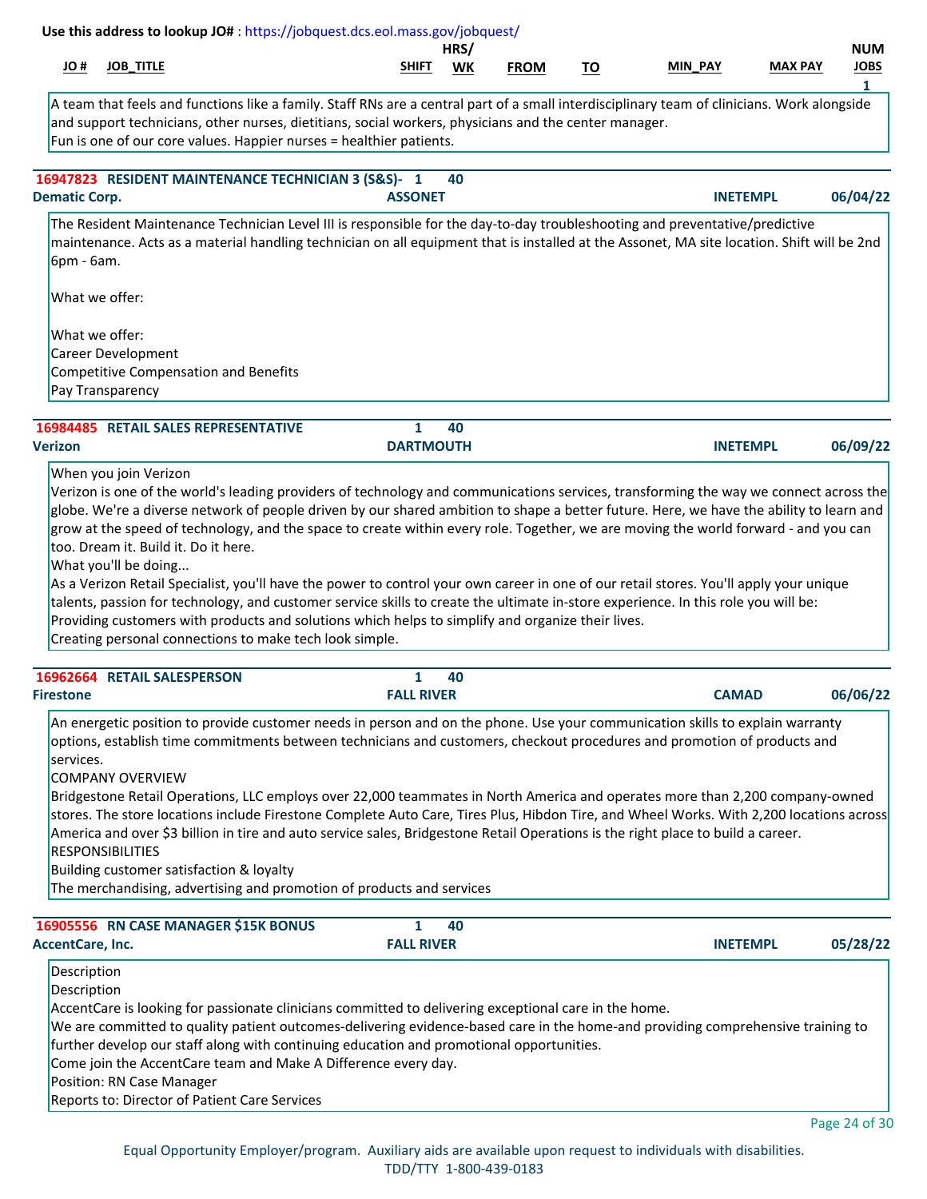Use this address to lookup JO# : https://jobquest.dcs.eol.mass.gov/jobquest/

| JO # | JOB_TITLE | SHIFT | HRS/ WK | FROM | TO | MIN_PAY | MAX PAY | NUM JOBS |
|---|---|---|---|---|---|---|---|---|
| | | | | | | | | 1 |

A team that feels and functions like a family. Staff RNs are a central part of a small interdisciplinary team of clinicians. Work alongside and support technicians, other nurses, dietitians, social workers, physicians and the center manager.
Fun is one of our core values. Happier nurses = healthier patients.

**16947823 RESIDENT MAINTENANCE TECHNICIAN 3 (S&S)-** 1 40
**Dematic Corp.** ASSONET INETEMPL 06/04/22

The Resident Maintenance Technician Level III is responsible for the day-to-day troubleshooting and preventative/predictive maintenance. Acts as a material handling technician on all equipment that is installed at the Assonet, MA site location. Shift will be 2nd 6pm - 6am.

What we offer:

What we offer:
Career Development
Competitive Compensation and Benefits
Pay Transparency

**16984485 RETAIL SALES REPRESENTATIVE** 1 40
**Verizon** DARTMOUTH INETEMPL 06/09/22

When you join Verizon
Verizon is one of the world's leading providers of technology and communications services, transforming the way we connect across the globe. We're a diverse network of people driven by our shared ambition to shape a better future. Here, we have the ability to learn and grow at the speed of technology, and the space to create within every role. Together, we are moving the world forward - and you can too. Dream it. Build it. Do it here.
What you'll be doing...
As a Verizon Retail Specialist, you'll have the power to control your own career in one of our retail stores. You'll apply your unique talents, passion for technology, and customer service skills to create the ultimate in-store experience. In this role you will be:
Providing customers with products and solutions which helps to simplify and organize their lives.
Creating personal connections to make tech look simple.

**16962664 RETAIL SALESPERSON** 1 40
**Firestone** FALL RIVER CAMAD 06/06/22

An energetic position to provide customer needs in person and on the phone. Use your communication skills to explain warranty options, establish time commitments between technicians and customers, checkout procedures and promotion of products and services.
COMPANY OVERVIEW
Bridgestone Retail Operations, LLC employs over 22,000 teammates in North America and operates more than 2,200 company-owned stores. The store locations include Firestone Complete Auto Care, Tires Plus, Hibdon Tire, and Wheel Works. With 2,200 locations across America and over $3 billion in tire and auto service sales, Bridgestone Retail Operations is the right place to build a career.
RESPONSIBILITIES
Building customer satisfaction & loyalty
The merchandising, advertising and promotion of products and services

**16905556 RN CASE MANAGER $15K BONUS** 1 40
**AccentCare, Inc.** FALL RIVER INETEMPL 05/28/22

Description
Description
AccentCare is looking for passionate clinicians committed to delivering exceptional care in the home.
We are committed to quality patient outcomes-delivering evidence-based care in the home-and providing comprehensive training to further develop our staff along with continuing education and promotional opportunities.
Come join the AccentCare team and Make A Difference every day.
Position: RN Case Manager
Reports to: Director of Patient Care Services

Equal Opportunity Employer/program. Auxiliary aids are available upon request to individuals with disabilities.
TDD/TTY 1-800-439-0183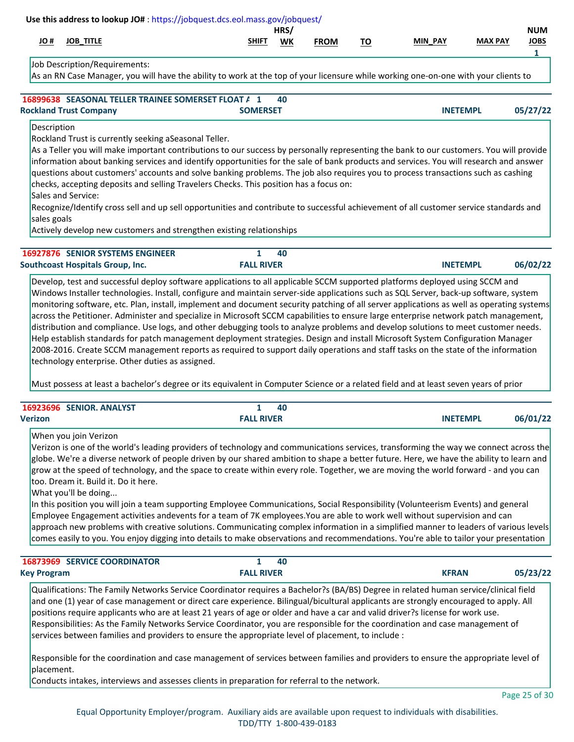**Use this address to lookup JO#** : https://jobquest.dcs.eol.mass.gov/jobquest/

| JO # | JOB_TITLE | SHIFT | HRS/ WK | FROM | TO | MIN_PAY | MAX PAY | NUM JOBS |
|---|---|---|---|---|---|---|---|---|
| | | | | | | | | 1 |

Job Description/Requirements:
As an RN Case Manager, you will have the ability to work at the top of your licensure while working one-on-one with your clients to

---

**16899638 SEASONAL TELLER TRAINEE SOMERSET FLOAT A** 1 40
**Rockland Trust Company** **SOMERSET** **INETEMPL** **05/27/22**

Description
Rockland Trust is currently seeking aSeasonal Teller.
As a Teller you will make important contributions to our success by personally representing the bank to our customers. You will provide information about banking services and identify opportunities for the sale of bank products and services. You will research and answer questions about customers' accounts and solve banking problems. The job also requires you to process transactions such as cashing checks, accepting deposits and selling Travelers Checks. This position has a focus on:
Sales and Service:
Recognize/Identify cross sell and up sell opportunities and contribute to successful achievement of all customer service standards and sales goals
Actively develop new customers and strengthen existing relationships

---

**16927876 SENIOR SYSTEMS ENGINEER** 1 40
**Southcoast Hospitals Group, Inc.** **FALL RIVER** **INETEMPL** **06/02/22**

Develop, test and successful deploy software applications to all applicable SCCM supported platforms deployed using SCCM and Windows Installer technologies. Install, configure and maintain server-side applications such as SQL Server, back-up software, system monitoring software, etc. Plan, install, implement and document security patching of all server applications as well as operating systems across the Petitioner. Administer and specialize in Microsoft SCCM capabilities to ensure large enterprise network patch management, distribution and compliance. Use logs, and other debugging tools to analyze problems and develop solutions to meet customer needs. Help establish standards for patch management deployment strategies. Design and install Microsoft System Configuration Manager 2008-2016. Create SCCM management reports as required to support daily operations and staff tasks on the state of the information technology enterprise. Other duties as assigned.

Must possess at least a bachelor’s degree or its equivalent in Computer Science or a related field and at least seven years of prior

---

**16923696 SENIOR. ANALYST** 1 40
**Verizon** **FALL RIVER** **INETEMPL** **06/01/22**

When you join Verizon
Verizon is one of the world's leading providers of technology and communications services, transforming the way we connect across the globe. We're a diverse network of people driven by our shared ambition to shape a better future. Here, we have the ability to learn and grow at the speed of technology, and the space to create within every role. Together, we are moving the world forward - and you can too. Dream it. Build it. Do it here.
What you'll be doing...
In this position you will join a team supporting Employee Communications, Social Responsibility (Volunteerism Events) and general Employee Engagement activities andevents for a team of 7K employees.You are able to work well without supervision and can approach new problems with creative solutions. Communicating complex information in a simplified manner to leaders of various levels comes easily to you. You enjoy digging into details to make observations and recommendations. You're able to tailor your presentation

---

**16873969 SERVICE COORDINATOR** 1 40
**Key Program** **FALL RIVER** **KFRAN** **05/23/22**

Qualifications: The Family Networks Service Coordinator requires a Bachelor?s (BA/BS) Degree in related human service/clinical field and one (1) year of case management or direct care experience. Bilingual/bicultural applicants are strongly encouraged to apply. All positions require applicants who are at least 21 years of age or older and have a car and valid driver?s license for work use.
Responsibilities: As the Family Networks Service Coordinator, you are responsible for the coordination and case management of services between families and providers to ensure the appropriate level of placement, to include :

Responsible for the coordination and case management of services between families and providers to ensure the appropriate level of placement.
Conducts intakes, interviews and assesses clients in preparation for referral to the network.

Equal Opportunity Employer/program. Auxiliary aids are available upon request to individuals with disabilities.
TDD/TTY 1-800-439-0183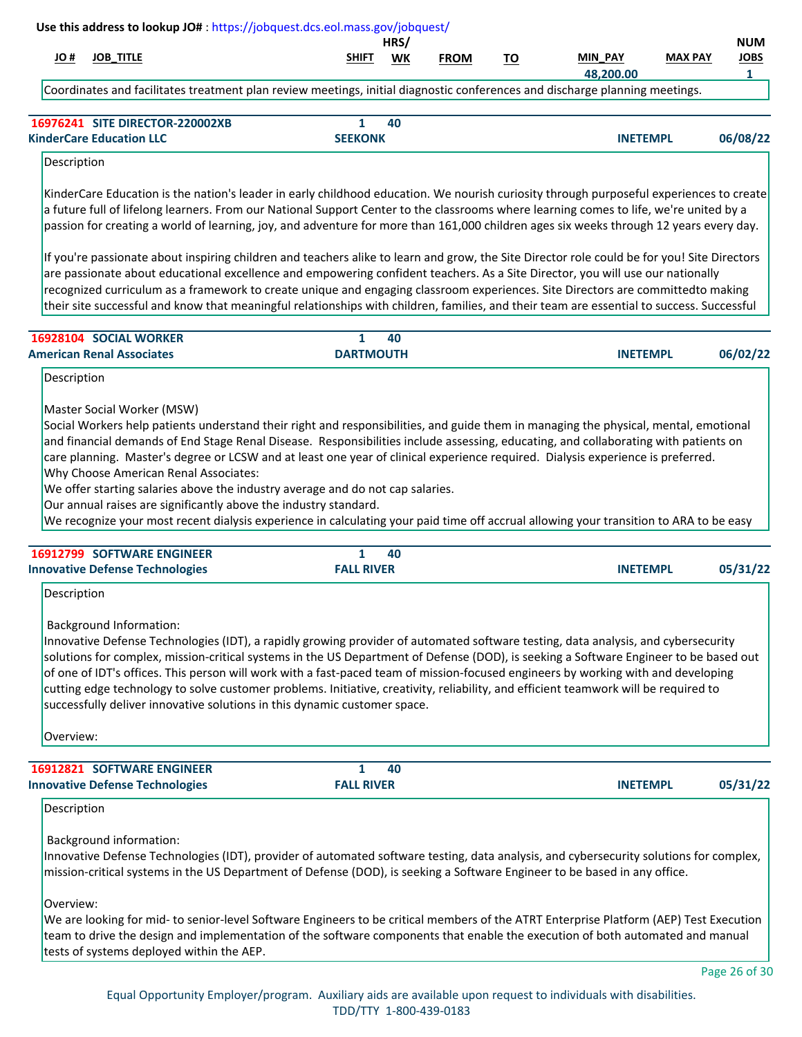Use this address to lookup JO# : https://jobquest.dcs.eol.mass.gov/jobquest/

| JO # | JOB_TITLE | SHIFT | HRS/ WK | FROM | TO | MIN_PAY | MAX PAY | NUM JOBS |
|---|---|---|---|---|---|---|---|---|
| | | | | | | 48,200.00 | | 1 |

Coordinates and facilitates treatment plan review meetings, initial diagnostic conferences and discharge planning meetings.

---

**16976241 SITE DIRECTOR-220002XB** | 1 | 40
**KinderCare Education LLC** | **SEEKONK** | **INETEMPL** | **06/08/22**

Description

KinderCare Education is the nation's leader in early childhood education. We nourish curiosity through purposeful experiences to create a future full of lifelong learners. From our National Support Center to the classrooms where learning comes to life, we're united by a passion for creating a world of learning, joy, and adventure for more than 161,000 children ages six weeks through 12 years every day.

If you're passionate about inspiring children and teachers alike to learn and grow, the Site Director role could be for you! Site Directors are passionate about educational excellence and empowering confident teachers. As a Site Director, you will use our nationally recognized curriculum as a framework to create unique and engaging classroom experiences. Site Directors are committedto making their site successful and know that meaningful relationships with children, families, and their team are essential to success. Successful

---

**16928104 SOCIAL WORKER** | 1 | 40
**American Renal Associates** | **DARTMOUTH** | **INETEMPL** | **06/02/22**

Description

Master Social Worker (MSW)
Social Workers help patients understand their right and responsibilities, and guide them in managing the physical, mental, emotional and financial demands of End Stage Renal Disease. Responsibilities include assessing, educating, and collaborating with patients on care planning. Master's degree or LCSW and at least one year of clinical experience required. Dialysis experience is preferred.
Why Choose American Renal Associates:
We offer starting salaries above the industry average and do not cap salaries.
Our annual raises are significantly above the industry standard.
We recognize your most recent dialysis experience in calculating your paid time off accrual allowing your transition to ARA to be easy

---

**16912799 SOFTWARE ENGINEER** | 1 | 40
**Innovative Defense Technologies** | **FALL RIVER** | **INETEMPL** | **05/31/22**

Description

Background Information:
Innovative Defense Technologies (IDT), a rapidly growing provider of automated software testing, data analysis, and cybersecurity solutions for complex, mission-critical systems in the US Department of Defense (DOD), is seeking a Software Engineer to be based out of one of IDT's offices. This person will work with a fast-paced team of mission-focused engineers by working with and developing cutting edge technology to solve customer problems. Initiative, creativity, reliability, and efficient teamwork will be required to successfully deliver innovative solutions in this dynamic customer space.

Overview:

---

**16912821 SOFTWARE ENGINEER** | 1 | 40
**Innovative Defense Technologies** | **FALL RIVER** | **INETEMPL** | **05/31/22**

Description

Background information:
Innovative Defense Technologies (IDT), provider of automated software testing, data analysis, and cybersecurity solutions for complex, mission-critical systems in the US Department of Defense (DOD), is seeking a Software Engineer to be based in any office.

Overview:
We are looking for mid- to senior-level Software Engineers to be critical members of the ATRT Enterprise Platform (AEP) Test Execution team to drive the design and implementation of the software components that enable the execution of both automated and manual tests of systems deployed within the AEP.

Equal Opportunity Employer/program. Auxiliary aids are available upon request to individuals with disabilities.
TDD/TTY 1-800-439-0183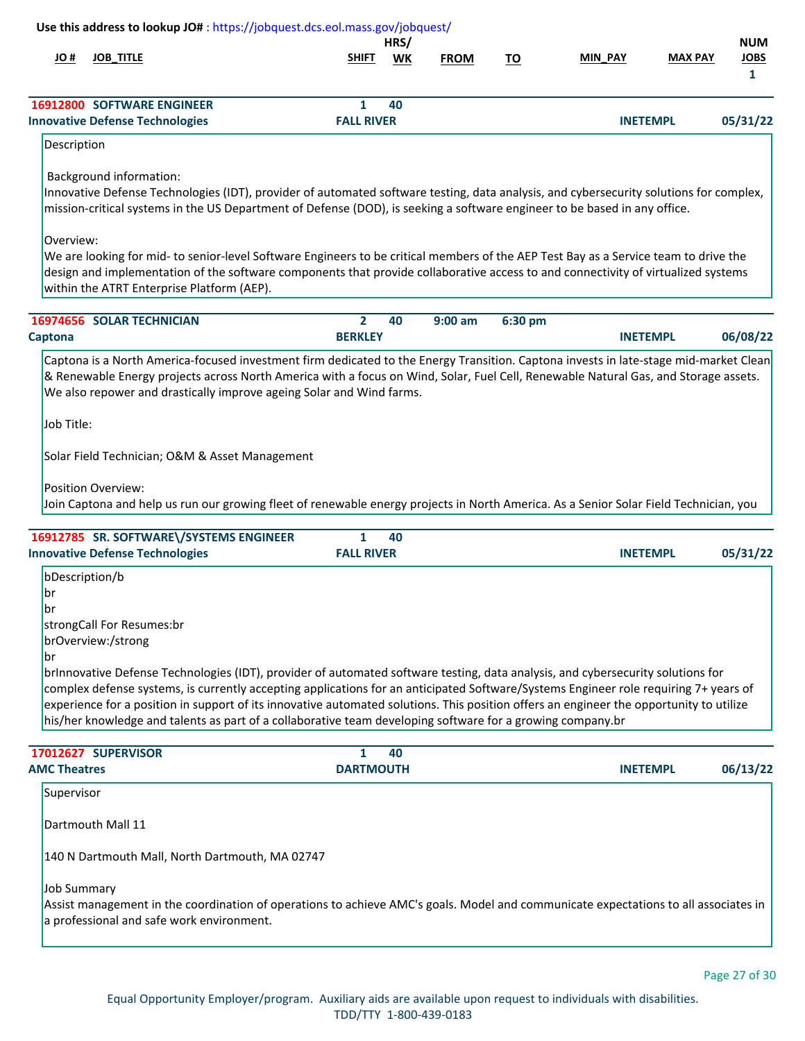Use this address to lookup JO# : https://jobquest.dcs.eol.mass.gov/jobquest/

| JO # | JOB_TITLE | SHIFT | HRS/ WK | FROM | TO | MIN_PAY | MAX PAY | NUM JOBS |
|---|---|---|---|---|---|---|---|---|
| | | | | | | | | 1 |

**16912800 SOFTWARE ENGINEER** | 1 | 40
**Innovative Defense Technologies** | FALL RIVER | INETEMPL | 05/31/22

Description

Background information:
Innovative Defense Technologies (IDT), provider of automated software testing, data analysis, and cybersecurity solutions for complex, mission-critical systems in the US Department of Defense (DOD), is seeking a software engineer to be based in any office.

Overview:
We are looking for mid- to senior-level Software Engineers to be critical members of the AEP Test Bay as a Service team to drive the design and implementation of the software components that provide collaborative access to and connectivity of virtualized systems within the ATRT Enterprise Platform (AEP).

---

**16974656 SOLAR TECHNICIAN** | 2 | 40 | 9:00 am | 6:30 pm
**Captona** | BERKLEY | INETEMPL | 06/08/22

Captona is a North America-focused investment firm dedicated to the Energy Transition. Captona invests in late-stage mid-market Clean & Renewable Energy projects across North America with a focus on Wind, Solar, Fuel Cell, Renewable Natural Gas, and Storage assets. We also repower and drastically improve ageing Solar and Wind farms.

Job Title:

Solar Field Technician; O&M & Asset Management

Position Overview:
Join Captona and help us run our growing fleet of renewable energy projects in North America. As a Senior Solar Field Technician, you

---

**16912785 SR. SOFTWARE\/SYSTEMS ENGINEER** | 1 | 40
**Innovative Defense Technologies** | FALL RIVER | INETEMPL | 05/31/22

bDescription/b
br
br
strongCall For Resumes:br
brOverview:/strong
br
brInnovative Defense Technologies (IDT), provider of automated software testing, data analysis, and cybersecurity solutions for complex defense systems, is currently accepting applications for an anticipated Software/Systems Engineer role requiring 7+ years of experience for a position in support of its innovative automated solutions. This position offers an engineer the opportunity to utilize his/her knowledge and talents as part of a collaborative team developing software for a growing company.br

---

**17012627 SUPERVISOR** | 1 | 40
**AMC Theatres** | DARTMOUTH | INETEMPL | 06/13/22

Supervisor

Dartmouth Mall 11

140 N Dartmouth Mall, North Dartmouth, MA 02747

Job Summary
Assist management in the coordination of operations to achieve AMC's goals. Model and communicate expectations to all associates in a professional and safe work environment.

Equal Opportunity Employer/program. Auxiliary aids are available upon request to individuals with disabilities.
TDD/TTY 1-800-439-0183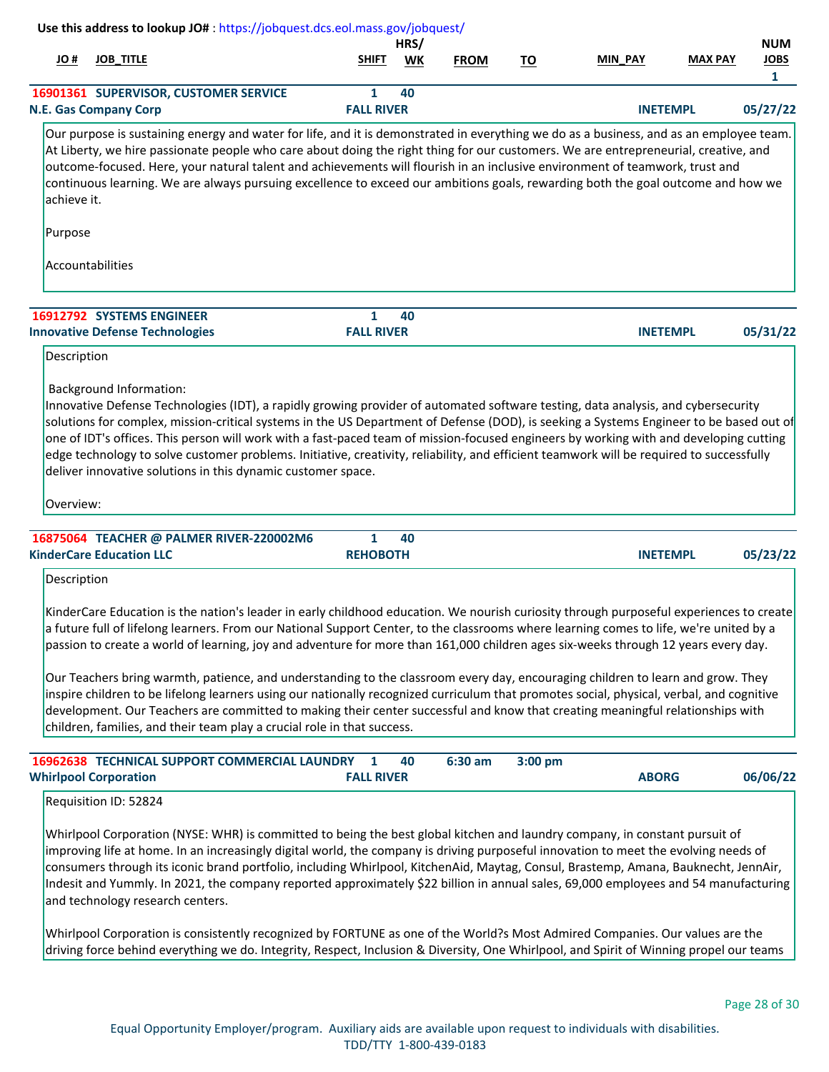Use this address to lookup JO# : https://jobquest.dcs.eol.mass.gov/jobquest/

| JO # | JOB_TITLE | SHIFT | HRS/ WK | FROM | TO | MIN_PAY | MAX PAY | NUM JOBS |
|---|---|---|---|---|---|---|---|---|
| | | | | | | | | 1 |
| 16901361 | SUPERVISOR, CUSTOMER SERVICE | 1 | 40 | | | | | |
| N.E. Gas Company Corp | | FALL RIVER | | | | INETEMPL | | 05/27/22 |

Our purpose is sustaining energy and water for life, and it is demonstrated in everything we do as a business, and as an employee team. At Liberty, we hire passionate people who care about doing the right thing for our customers. We are entrepreneurial, creative, and outcome-focused. Here, your natural talent and achievements will flourish in an inclusive environment of teamwork, trust and continuous learning. We are always pursuing excellence to exceed our ambitions goals, rewarding both the goal outcome and how we achieve it.

Purpose

Accountabilities

| JO # | JOB_TITLE | SHIFT | HRS/ WK | FROM | TO | MIN_PAY | MAX PAY | NUM JOBS |
|---|---|---|---|---|---|---|---|---|
| 16912792 | SYSTEMS ENGINEER | 1 | 40 | | | | | |
| Innovative Defense Technologies | | FALL RIVER | | | | INETEMPL | | 05/31/22 |

Description

Background Information:
Innovative Defense Technologies (IDT), a rapidly growing provider of automated software testing, data analysis, and cybersecurity solutions for complex, mission-critical systems in the US Department of Defense (DOD), is seeking a Systems Engineer to be based out of one of IDT's offices. This person will work with a fast-paced team of mission-focused engineers by working with and developing cutting edge technology to solve customer problems. Initiative, creativity, reliability, and efficient teamwork will be required to successfully deliver innovative solutions in this dynamic customer space.

Overview:

| JO # | JOB_TITLE | SHIFT | HRS/ WK | FROM | TO | MIN_PAY | MAX PAY | NUM JOBS |
|---|---|---|---|---|---|---|---|---|
| 16875064 | TEACHER @ PALMER RIVER-220002M6 | 1 | 40 | | | | | |
| KinderCare Education LLC | | REHOBOTH | | | | INETEMPL | | 05/23/22 |

Description

KinderCare Education is the nation's leader in early childhood education. We nourish curiosity through purposeful experiences to create a future full of lifelong learners. From our National Support Center, to the classrooms where learning comes to life, we're united by a passion to create a world of learning, joy and adventure for more than 161,000 children ages six-weeks through 12 years every day.

Our Teachers bring warmth, patience, and understanding to the classroom every day, encouraging children to learn and grow. They inspire children to be lifelong learners using our nationally recognized curriculum that promotes social, physical, verbal, and cognitive development. Our Teachers are committed to making their center successful and know that creating meaningful relationships with children, families, and their team play a crucial role in that success.

| JO # | JOB_TITLE | SHIFT | HRS/ WK | FROM | TO | MIN_PAY | MAX PAY | NUM JOBS |
|---|---|---|---|---|---|---|---|---|
| 16962638 | TECHNICAL SUPPORT COMMERCIAL LAUNDRY | 1 | 40 | 6:30 am | 3:00 pm | | | |
| Whirlpool Corporation | | FALL RIVER | | | | ABORG | | 06/06/22 |

Requisition ID: 52824

Whirlpool Corporation (NYSE: WHR) is committed to being the best global kitchen and laundry company, in constant pursuit of improving life at home. In an increasingly digital world, the company is driving purposeful innovation to meet the evolving needs of consumers through its iconic brand portfolio, including Whirlpool, KitchenAid, Maytag, Consul, Brastemp, Amana, Bauknecht, JennAir, Indesit and Yummly. In 2021, the company reported approximately $22 billion in annual sales, 69,000 employees and 54 manufacturing and technology research centers.

Whirlpool Corporation is consistently recognized by FORTUNE as one of the World?s Most Admired Companies. Our values are the driving force behind everything we do. Integrity, Respect, Inclusion & Diversity, One Whirlpool, and Spirit of Winning propel our teams

Equal Opportunity Employer/program. Auxiliary aids are available upon request to individuals with disabilities.
TDD/TTY 1-800-439-0183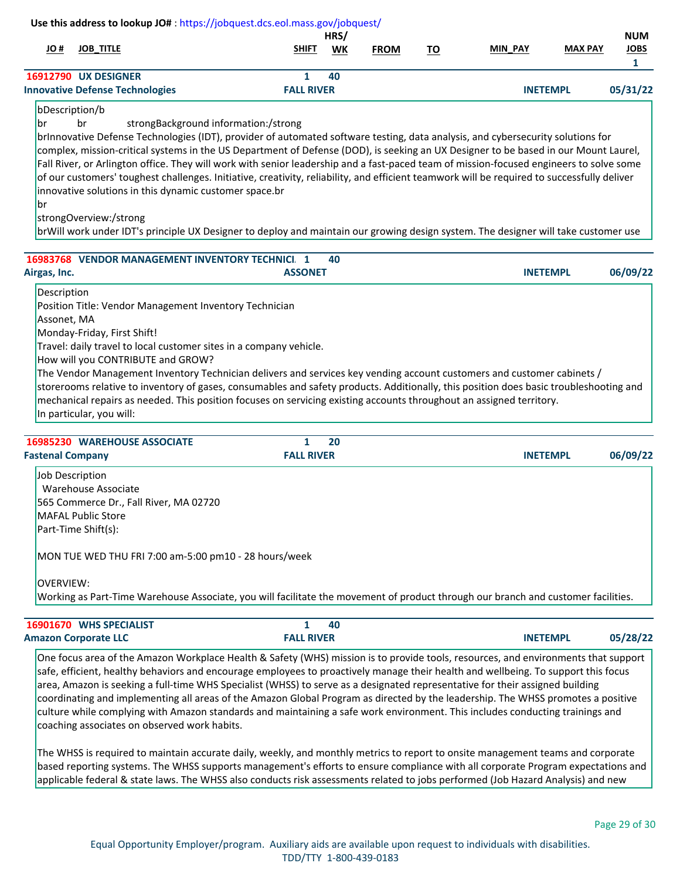Use this address to lookup JO# : https://jobquest.dcs.eol.mass.gov/jobquest/

| JO # | JOB_TITLE | SHIFT | HRS/WK | FROM | TO | MIN_PAY | MAX PAY | NUM JOBS |
|---|---|---|---|---|---|---|---|---|
| | | | | | | | | 1 |

**16912790 UX DESIGNER** 1 40
**Innovative Defense Technologies** FALL RIVER INETEMPL 05/31/22

bDescription/b
br br strongBackground information:/strong
brInnovative Defense Technologies (IDT), provider of automated software testing, data analysis, and cybersecurity solutions for complex, mission-critical systems in the US Department of Defense (DOD), is seeking an UX Designer to be based in our Mount Laurel, Fall River, or Arlington office. They will work with senior leadership and a fast-paced team of mission-focused engineers to solve some of our customers' toughest challenges. Initiative, creativity, reliability, and efficient teamwork will be required to successfully deliver innovative solutions in this dynamic customer space.br
br
strongOverview:/strong
brWill work under IDT's principle UX Designer to deploy and maintain our growing design system. The designer will take customer use

**16983768 VENDOR MANAGEMENT INVENTORY TECHNICI** 1 40
**Airgas, Inc.** ASSONET INETEMPL 06/09/22

Description
Position Title: Vendor Management Inventory Technician
Assonet, MA
Monday-Friday, First Shift!
Travel: daily travel to local customer sites in a company vehicle.
How will you CONTRIBUTE and GROW?
The Vendor Management Inventory Technician delivers and services key vending account customers and customer cabinets / storerooms relative to inventory of gases, consumables and safety products. Additionally, this position does basic troubleshooting and mechanical repairs as needed. This position focuses on servicing existing accounts throughout an assigned territory.
In particular, you will:

**16985230 WAREHOUSE ASSOCIATE** 1 20
**Fastenal Company** FALL RIVER INETEMPL 06/09/22

Job Description
Warehouse Associate
565 Commerce Dr., Fall River, MA 02720
MAFAL Public Store
Part-Time Shift(s):

MON TUE WED THU FRI 7:00 am-5:00 pm10 - 28 hours/week

OVERVIEW:
Working as Part-Time Warehouse Associate, you will facilitate the movement of product through our branch and customer facilities.

**16901670 WHS SPECIALIST** 1 40
**Amazon Corporate LLC** FALL RIVER INETEMPL 05/28/22

One focus area of the Amazon Workplace Health & Safety (WHS) mission is to provide tools, resources, and environments that support safe, efficient, healthy behaviors and encourage employees to proactively manage their health and wellbeing. To support this focus area, Amazon is seeking a full-time WHS Specialist (WHSS) to serve as a designated representative for their assigned building coordinating and implementing all areas of the Amazon Global Program as directed by the leadership. The WHSS promotes a positive culture while complying with Amazon standards and maintaining a safe work environment. This includes conducting trainings and coaching associates on observed work habits.

The WHSS is required to maintain accurate daily, weekly, and monthly metrics to report to onsite management teams and corporate based reporting systems. The WHSS supports management's efforts to ensure compliance with all corporate Program expectations and applicable federal & state laws. The WHSS also conducts risk assessments related to jobs performed (Job Hazard Analysis) and new

Equal Opportunity Employer/program. Auxiliary aids are available upon request to individuals with disabilities.
TDD/TTY 1-800-439-0183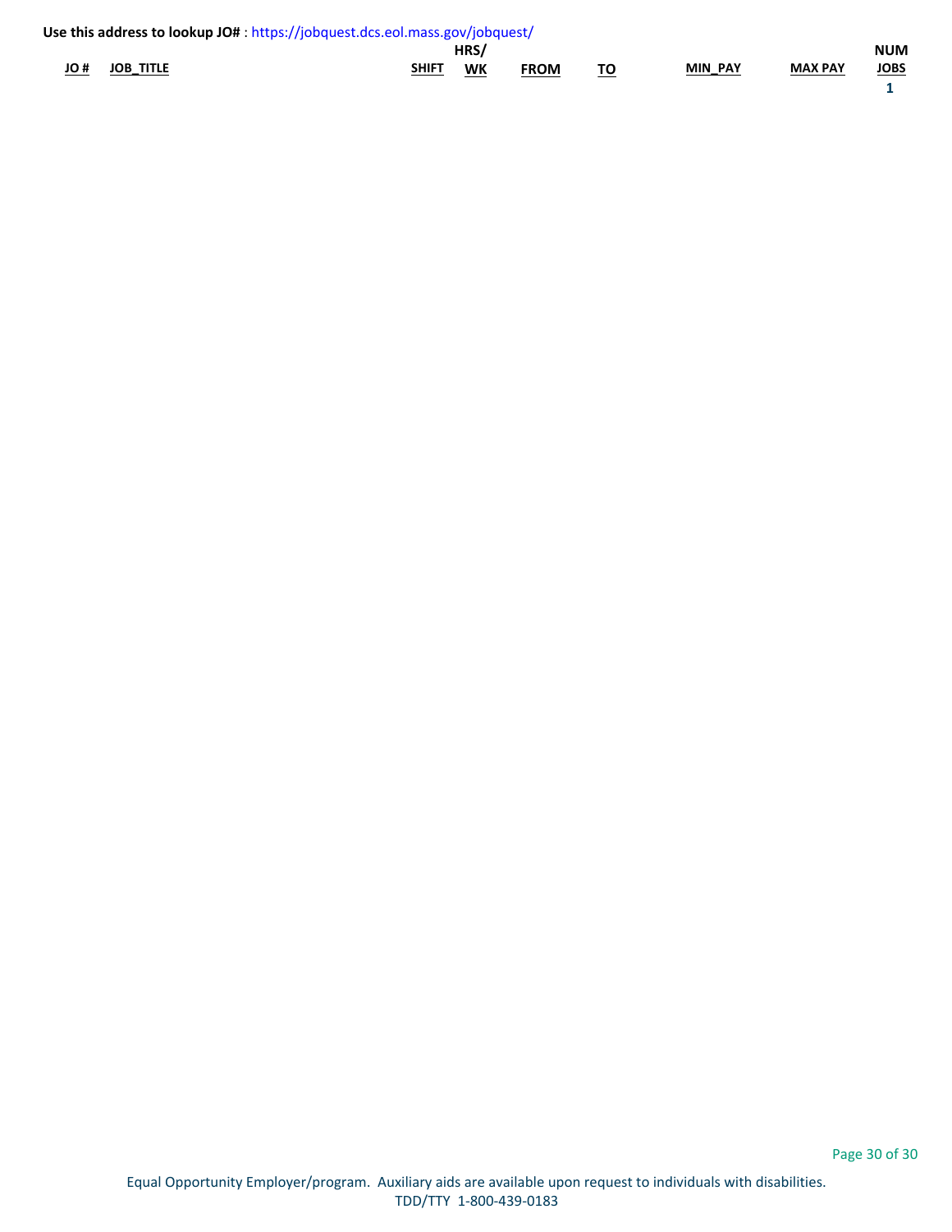**Use this address to lookup JO#** : https://jobquest.dcs.eol.mass.gov/jobquest/

| JO # | JOB_TITLE | SHIFT | HRS/ WK | FROM | TO | MIN_PAY | MAX PAY | NUM JOBS |
|---|---|---|---|---|---|---|---|---|
| | | | | | | | | 1 |

Equal Opportunity Employer/program. Auxiliary aids are available upon request to individuals with disabilities.
TDD/TTY 1-800-439-0183